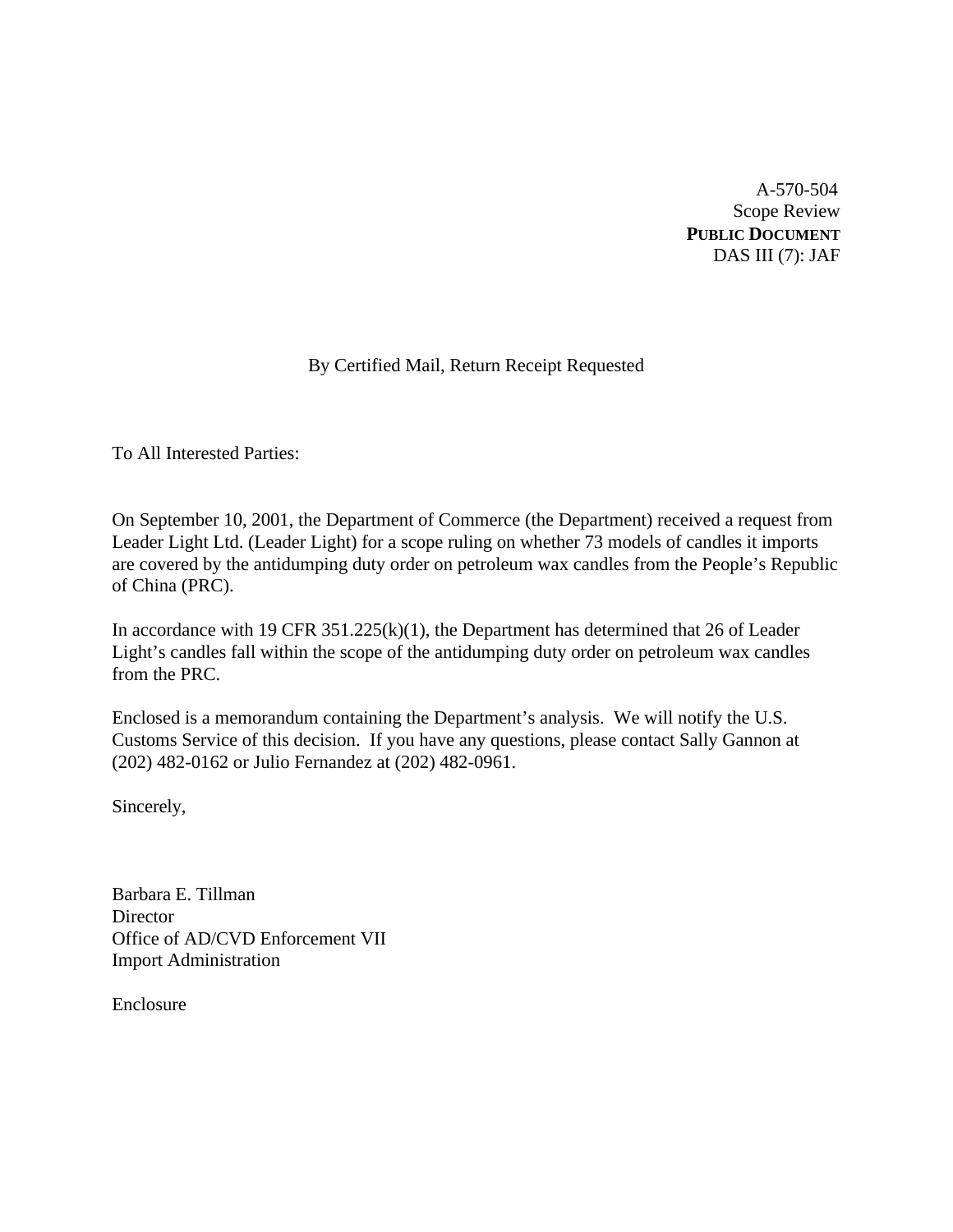A-570-504
Scope Review
**PUBLIC DOCUMENT**
DAS III (7): JAF

By Certified Mail, Return Receipt Requested

To All Interested Parties:

On September 10, 2001, the Department of Commerce (the Department) received a request from Leader Light Ltd. (Leader Light) for a scope ruling on whether 73 models of candles it imports are covered by the antidumping duty order on petroleum wax candles from the People's Republic of China (PRC).

In accordance with 19 CFR 351.225(k)(1), the Department has determined that 26 of Leader Light's candles fall within the scope of the antidumping duty order on petroleum wax candles from the PRC.

Enclosed is a memorandum containing the Department's analysis. We will notify the U.S. Customs Service of this decision. If you have any questions, please contact Sally Gannon at (202) 482-0162 or Julio Fernandez at (202) 482-0961.

Sincerely,

Barbara E. Tillman
Director
Office of AD/CVD Enforcement VII
Import Administration

Enclosure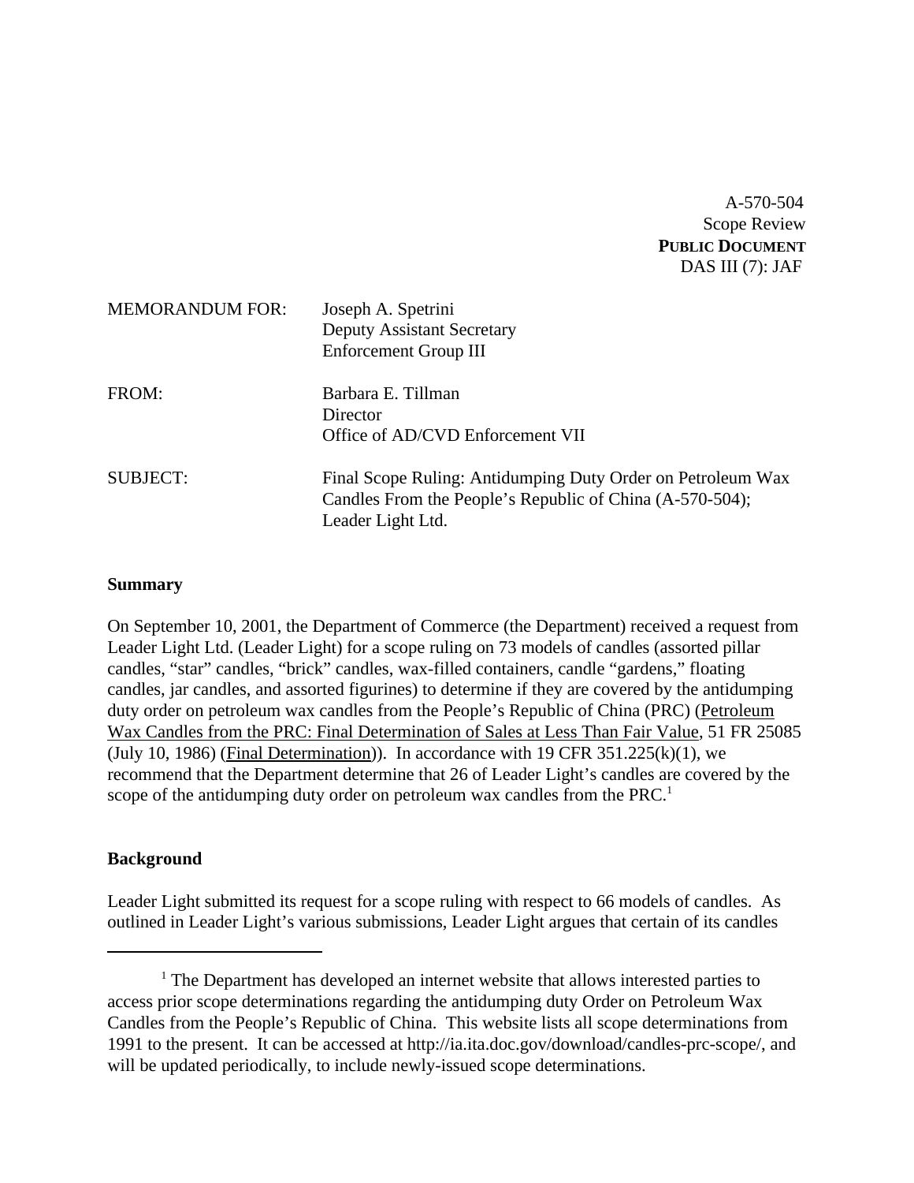A-570-504
Scope Review
**PUBLIC DOCUMENT**
DAS III (7): JAF

| | |
|---|---|
| MEMORANDUM FOR: | Joseph A. Spetrini<br>Deputy Assistant Secretary<br>Enforcement Group III |
| FROM: | Barbara E. Tillman<br>Director<br>Office of AD/CVD Enforcement VII |
| SUBJECT: | Final Scope Ruling: Antidumping Duty Order on Petroleum Wax Candles From the People's Republic of China (A-570-504); Leader Light Ltd. |

**Summary**

On September 10, 2001, the Department of Commerce (the Department) received a request from Leader Light Ltd. (Leader Light) for a scope ruling on 73 models of candles (assorted pillar candles, "star" candles, "brick" candles, wax-filled containers, candle "gardens," floating candles, jar candles, and assorted figurines) to determine if they are covered by the antidumping duty order on petroleum wax candles from the People's Republic of China (PRC) (Petroleum Wax Candles from the PRC: Final Determination of Sales at Less Than Fair Value, 51 FR 25085 (July 10, 1986) (Final Determination)). In accordance with 19 CFR 351.225(k)(1), we recommend that the Department determine that 26 of Leader Light's candles are covered by the scope of the antidumping duty order on petroleum wax candles from the PRC.[1]

**Background**

Leader Light submitted its request for a scope ruling with respect to 66 models of candles. As outlined in Leader Light's various submissions, Leader Light argues that certain of its candles

[1] The Department has developed an internet website that allows interested parties to access prior scope determinations regarding the antidumping duty Order on Petroleum Wax Candles from the People's Republic of China. This website lists all scope determinations from 1991 to the present. It can be accessed at http://ia.ita.doc.gov/download/candles-prc-scope/, and will be updated periodically, to include newly-issued scope determinations.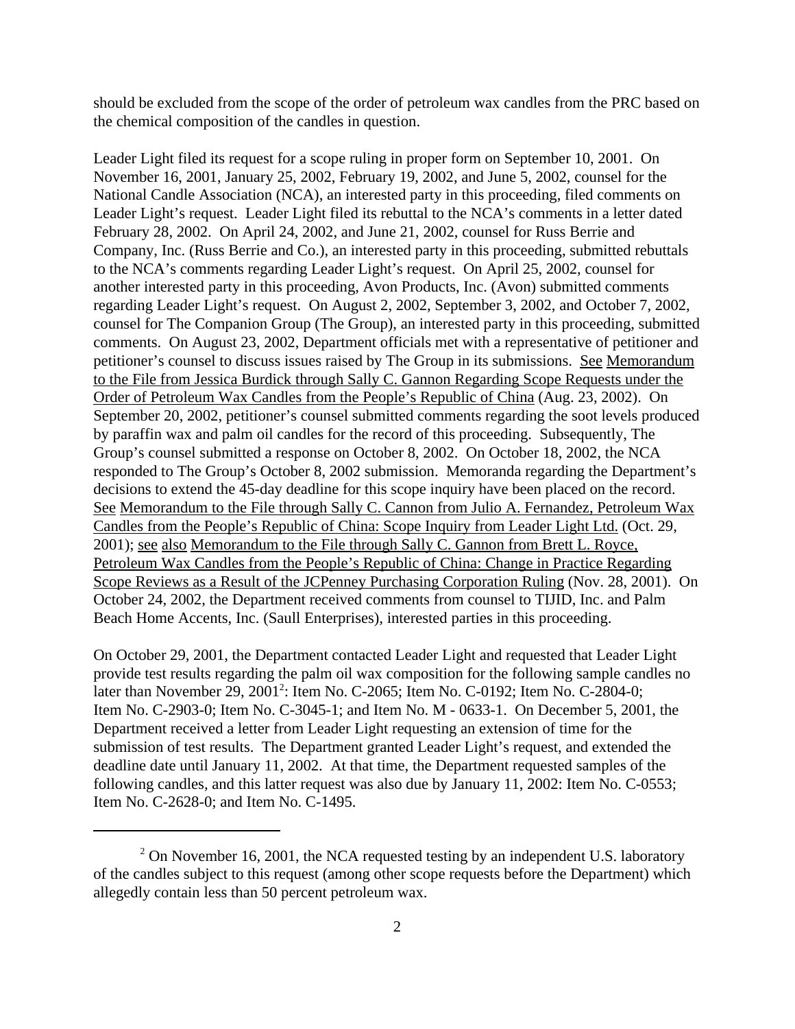should be excluded from the scope of the order of petroleum wax candles from the PRC based on the chemical composition of the candles in question.

Leader Light filed its request for a scope ruling in proper form on September 10, 2001. On November 16, 2001, January 25, 2002, February 19, 2002, and June 5, 2002, counsel for the National Candle Association (NCA), an interested party in this proceeding, filed comments on Leader Light's request. Leader Light filed its rebuttal to the NCA's comments in a letter dated February 28, 2002. On April 24, 2002, and June 21, 2002, counsel for Russ Berrie and Company, Inc. (Russ Berrie and Co.), an interested party in this proceeding, submitted rebuttals to the NCA's comments regarding Leader Light's request. On April 25, 2002, counsel for another interested party in this proceeding, Avon Products, Inc. (Avon) submitted comments regarding Leader Light's request. On August 2, 2002, September 3, 2002, and October 7, 2002, counsel for The Companion Group (The Group), an interested party in this proceeding, submitted comments. On August 23, 2002, Department officials met with a representative of petitioner and petitioner's counsel to discuss issues raised by The Group in its submissions. See Memorandum to the File from Jessica Burdick through Sally C. Gannon Regarding Scope Requests under the Order of Petroleum Wax Candles from the People's Republic of China (Aug. 23, 2002). On September 20, 2002, petitioner's counsel submitted comments regarding the soot levels produced by paraffin wax and palm oil candles for the record of this proceeding. Subsequently, The Group's counsel submitted a response on October 8, 2002. On October 18, 2002, the NCA responded to The Group's October 8, 2002 submission. Memoranda regarding the Department's decisions to extend the 45-day deadline for this scope inquiry have been placed on the record. See Memorandum to the File through Sally C. Cannon from Julio A. Fernandez, Petroleum Wax Candles from the People's Republic of China: Scope Inquiry from Leader Light Ltd. (Oct. 29, 2001); see also Memorandum to the File through Sally C. Gannon from Brett L. Royce, Petroleum Wax Candles from the People's Republic of China: Change in Practice Regarding Scope Reviews as a Result of the JCPenney Purchasing Corporation Ruling (Nov. 28, 2001). On October 24, 2002, the Department received comments from counsel to TIJID, Inc. and Palm Beach Home Accents, Inc. (Saull Enterprises), interested parties in this proceeding.

On October 29, 2001, the Department contacted Leader Light and requested that Leader Light provide test results regarding the palm oil wax composition for the following sample candles no later than November 29, 2001[2]: Item No. C-2065; Item No. C-0192; Item No. C-2804-0; Item No. C-2903-0; Item No. C-3045-1; and Item No. M - 0633-1. On December 5, 2001, the Department received a letter from Leader Light requesting an extension of time for the submission of test results. The Department granted Leader Light's request, and extended the deadline date until January 11, 2002. At that time, the Department requested samples of the following candles, and this latter request was also due by January 11, 2002: Item No. C-0553; Item No. C-2628-0; and Item No. C-1495.

---

[2] On November 16, 2001, the NCA requested testing by an independent U.S. laboratory of the candles subject to this request (among other scope requests before the Department) which allegedly contain less than 50 percent petroleum wax.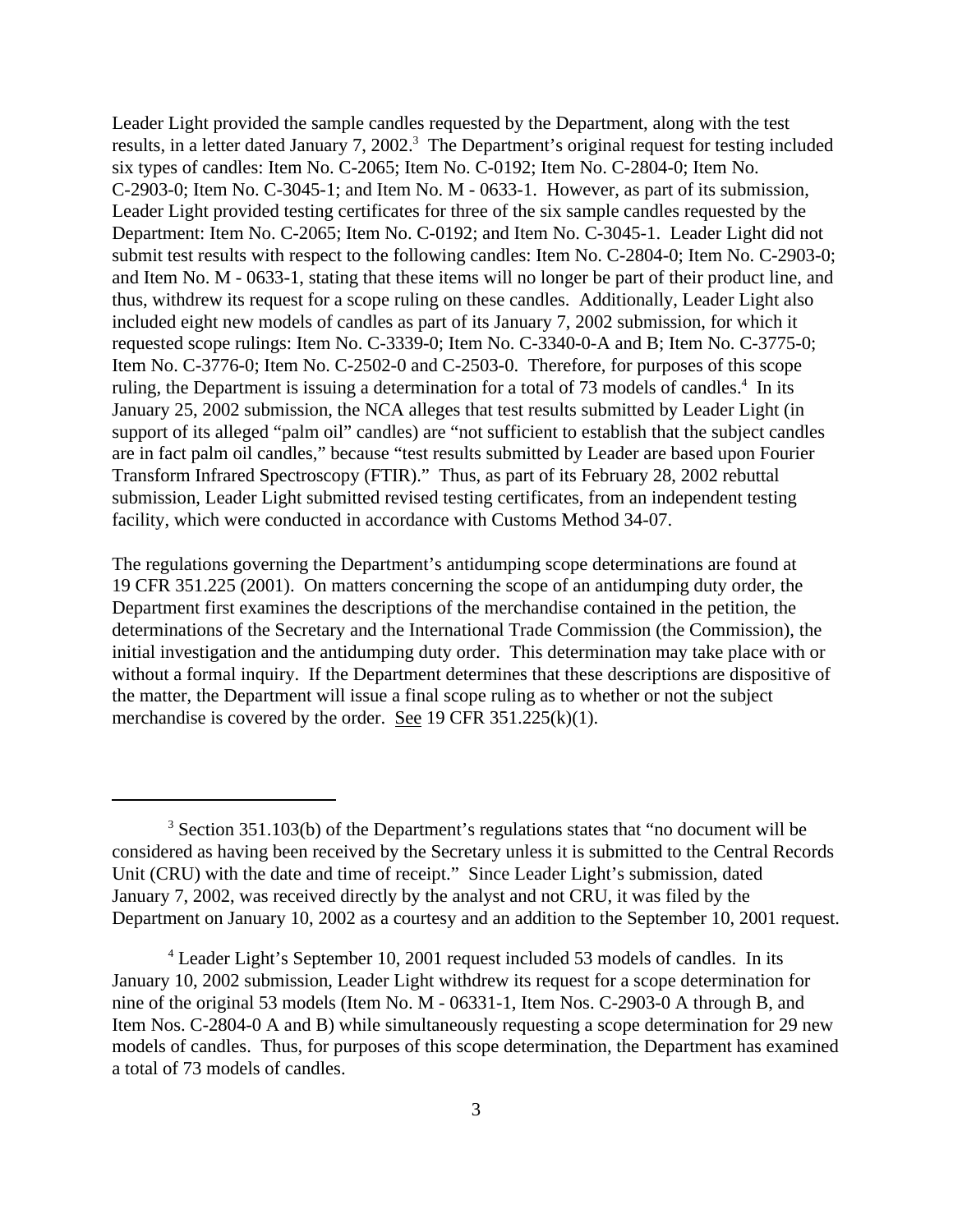Leader Light provided the sample candles requested by the Department, along with the test results, in a letter dated January 7, 2002.[3] The Department's original request for testing included six types of candles: Item No. C-2065; Item No. C-0192; Item No. C-2804-0; Item No. C-2903-0; Item No. C-3045-1; and Item No. M - 0633-1. However, as part of its submission, Leader Light provided testing certificates for three of the six sample candles requested by the Department: Item No. C-2065; Item No. C-0192; and Item No. C-3045-1. Leader Light did not submit test results with respect to the following candles: Item No. C-2804-0; Item No. C-2903-0; and Item No. M - 0633-1, stating that these items will no longer be part of their product line, and thus, withdrew its request for a scope ruling on these candles. Additionally, Leader Light also included eight new models of candles as part of its January 7, 2002 submission, for which it requested scope rulings: Item No. C-3339-0; Item No. C-3340-0-A and B; Item No. C-3775-0; Item No. C-3776-0; Item No. C-2502-0 and C-2503-0. Therefore, for purposes of this scope ruling, the Department is issuing a determination for a total of 73 models of candles.[4] In its January 25, 2002 submission, the NCA alleges that test results submitted by Leader Light (in support of its alleged "palm oil" candles) are "not sufficient to establish that the subject candles are in fact palm oil candles," because "test results submitted by Leader are based upon Fourier Transform Infrared Spectroscopy (FTIR)." Thus, as part of its February 28, 2002 rebuttal submission, Leader Light submitted revised testing certificates, from an independent testing facility, which were conducted in accordance with Customs Method 34-07.

The regulations governing the Department's antidumping scope determinations are found at 19 CFR 351.225 (2001). On matters concerning the scope of an antidumping duty order, the Department first examines the descriptions of the merchandise contained in the petition, the determinations of the Secretary and the International Trade Commission (the Commission), the initial investigation and the antidumping duty order. This determination may take place with or without a formal inquiry. If the Department determines that these descriptions are dispositive of the matter, the Department will issue a final scope ruling as to whether or not the subject merchandise is covered by the order. See 19 CFR 351.225(k)(1).

---

[3] Section 351.103(b) of the Department's regulations states that "no document will be considered as having been received by the Secretary unless it is submitted to the Central Records Unit (CRU) with the date and time of receipt." Since Leader Light's submission, dated January 7, 2002, was received directly by the analyst and not CRU, it was filed by the Department on January 10, 2002 as a courtesy and an addition to the September 10, 2001 request.

[4] Leader Light's September 10, 2001 request included 53 models of candles. In its January 10, 2002 submission, Leader Light withdrew its request for a scope determination for nine of the original 53 models (Item No. M - 06331-1, Item Nos. C-2903-0 A through B, and Item Nos. C-2804-0 A and B) while simultaneously requesting a scope determination for 29 new models of candles. Thus, for purposes of this scope determination, the Department has examined a total of 73 models of candles.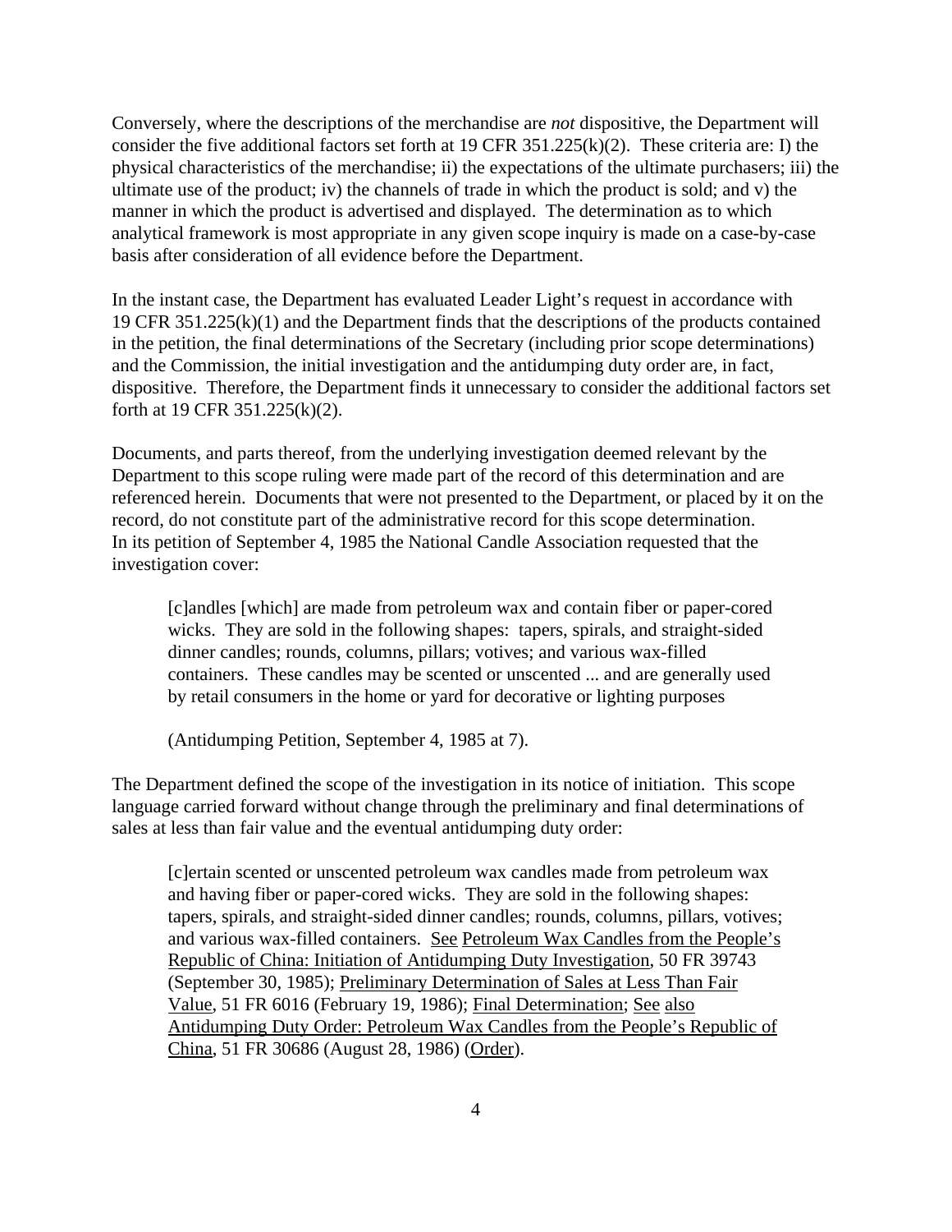Conversely, where the descriptions of the merchandise are *not* dispositive, the Department will consider the five additional factors set forth at 19 CFR 351.225(k)(2). These criteria are: I) the physical characteristics of the merchandise; ii) the expectations of the ultimate purchasers; iii) the ultimate use of the product; iv) the channels of trade in which the product is sold; and v) the manner in which the product is advertised and displayed. The determination as to which analytical framework is most appropriate in any given scope inquiry is made on a case-by-case basis after consideration of all evidence before the Department.

In the instant case, the Department has evaluated Leader Light's request in accordance with 19 CFR 351.225(k)(1) and the Department finds that the descriptions of the products contained in the petition, the final determinations of the Secretary (including prior scope determinations) and the Commission, the initial investigation and the antidumping duty order are, in fact, dispositive. Therefore, the Department finds it unnecessary to consider the additional factors set forth at 19 CFR 351.225(k)(2).

Documents, and parts thereof, from the underlying investigation deemed relevant by the Department to this scope ruling were made part of the record of this determination and are referenced herein. Documents that were not presented to the Department, or placed by it on the record, do not constitute part of the administrative record for this scope determination. In its petition of September 4, 1985 the National Candle Association requested that the investigation cover:

> [c]andles [which] are made from petroleum wax and contain fiber or paper-cored wicks. They are sold in the following shapes: tapers, spirals, and straight-sided dinner candles; rounds, columns, pillars; votives; and various wax-filled containers. These candles may be scented or unscented ... and are generally used by retail consumers in the home or yard for decorative or lighting purposes
>
> (Antidumping Petition, September 4, 1985 at 7).

The Department defined the scope of the investigation in its notice of initiation. This scope language carried forward without change through the preliminary and final determinations of sales at less than fair value and the eventual antidumping duty order:

> [c]ertain scented or unscented petroleum wax candles made from petroleum wax and having fiber or paper-cored wicks. They are sold in the following shapes: tapers, spirals, and straight-sided dinner candles; rounds, columns, pillars, votives; and various wax-filled containers. See Petroleum Wax Candles from the People's Republic of China: Initiation of Antidumping Duty Investigation, 50 FR 39743 (September 30, 1985); Preliminary Determination of Sales at Less Than Fair Value, 51 FR 6016 (February 19, 1986); Final Determination; See also Antidumping Duty Order: Petroleum Wax Candles from the People's Republic of China, 51 FR 30686 (August 28, 1986) (Order).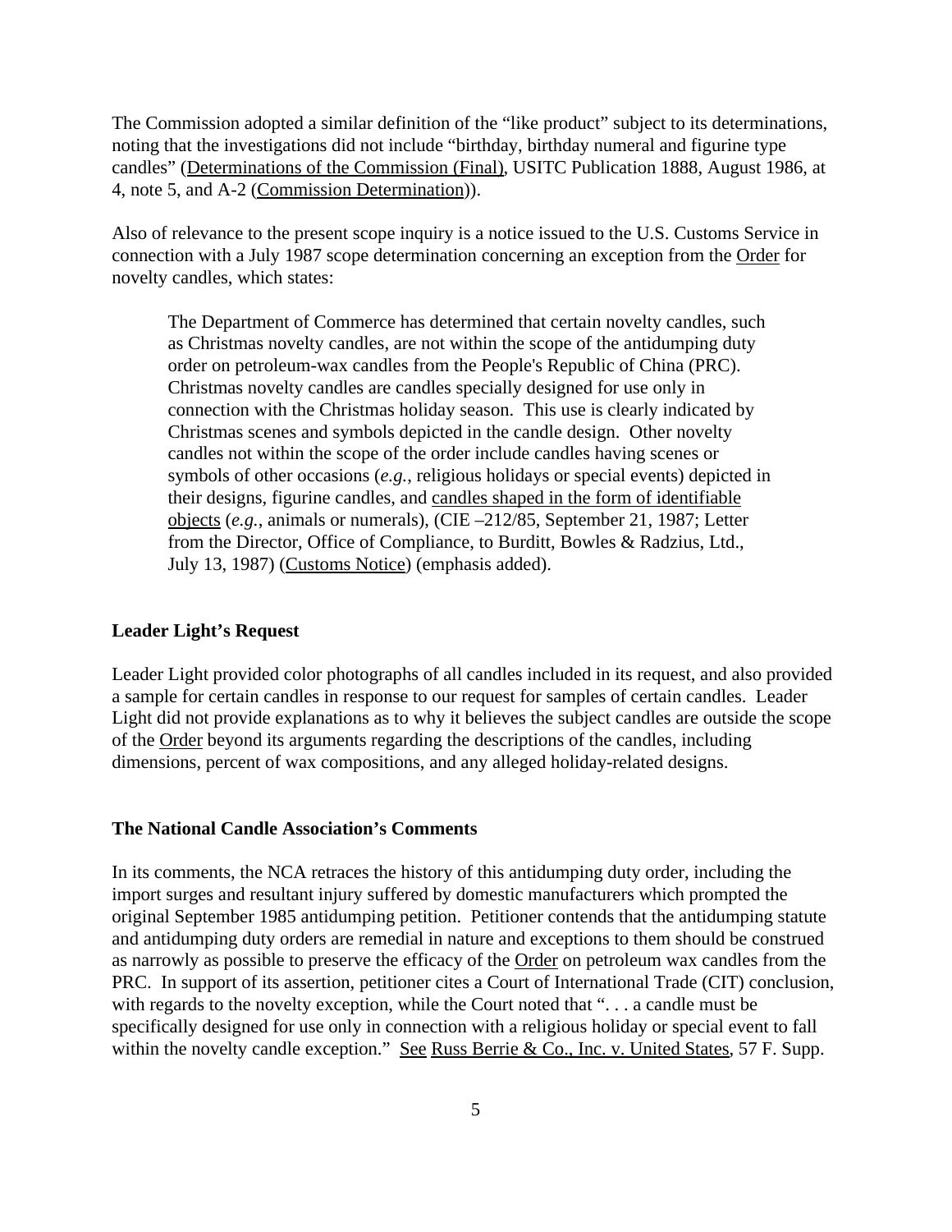The Commission adopted a similar definition of the "like product" subject to its determinations, noting that the investigations did not include "birthday, birthday numeral and figurine type candles" (Determinations of the Commission (Final), USITC Publication 1888, August 1986, at 4, note 5, and A-2 (Commission Determination)).

Also of relevance to the present scope inquiry is a notice issued to the U.S. Customs Service in connection with a July 1987 scope determination concerning an exception from the Order for novelty candles, which states:

> The Department of Commerce has determined that certain novelty candles, such as Christmas novelty candles, are not within the scope of the antidumping duty order on petroleum-wax candles from the People's Republic of China (PRC). Christmas novelty candles are candles specially designed for use only in connection with the Christmas holiday season. This use is clearly indicated by Christmas scenes and symbols depicted in the candle design. Other novelty candles not within the scope of the order include candles having scenes or symbols of other occasions (*e.g.*, religious holidays or special events) depicted in their designs, figurine candles, and candles shaped in the form of identifiable objects (*e.g.*, animals or numerals), (CIE –212/85, September 21, 1987; Letter from the Director, Office of Compliance, to Burditt, Bowles & Radzius, Ltd., July 13, 1987) (Customs Notice) (emphasis added).

**Leader Light's Request**

Leader Light provided color photographs of all candles included in its request, and also provided a sample for certain candles in response to our request for samples of certain candles. Leader Light did not provide explanations as to why it believes the subject candles are outside the scope of the Order beyond its arguments regarding the descriptions of the candles, including dimensions, percent of wax compositions, and any alleged holiday-related designs.

**The National Candle Association's Comments**

In its comments, the NCA retraces the history of this antidumping duty order, including the import surges and resultant injury suffered by domestic manufacturers which prompted the original September 1985 antidumping petition. Petitioner contends that the antidumping statute and antidumping duty orders are remedial in nature and exceptions to them should be construed as narrowly as possible to preserve the efficacy of the Order on petroleum wax candles from the PRC. In support of its assertion, petitioner cites a Court of International Trade (CIT) conclusion, with regards to the novelty exception, while the Court noted that ". . . a candle must be specifically designed for use only in connection with a religious holiday or special event to fall within the novelty candle exception." See Russ Berrie & Co., Inc. v. United States, 57 F. Supp.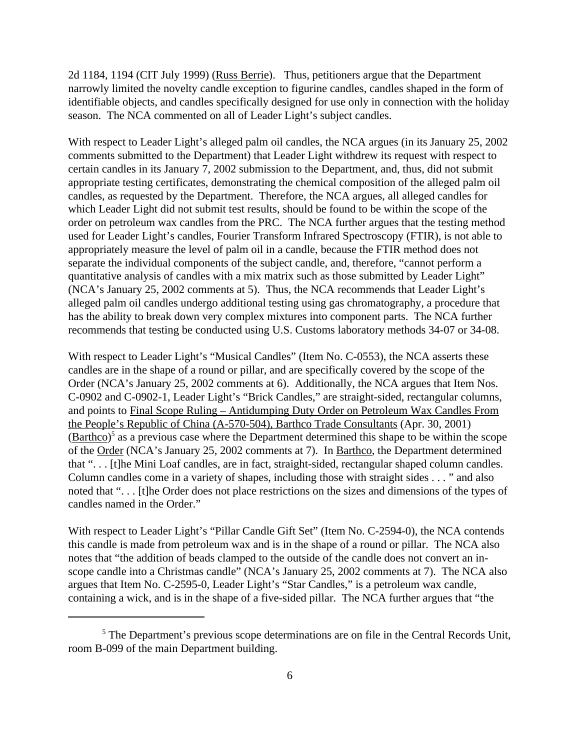2d 1184, 1194 (CIT July 1999) (Russ Berrie). Thus, petitioners argue that the Department narrowly limited the novelty candle exception to figurine candles, candles shaped in the form of identifiable objects, and candles specifically designed for use only in connection with the holiday season. The NCA commented on all of Leader Light's subject candles.

With respect to Leader Light's alleged palm oil candles, the NCA argues (in its January 25, 2002 comments submitted to the Department) that Leader Light withdrew its request with respect to certain candles in its January 7, 2002 submission to the Department, and, thus, did not submit appropriate testing certificates, demonstrating the chemical composition of the alleged palm oil candles, as requested by the Department. Therefore, the NCA argues, all alleged candles for which Leader Light did not submit test results, should be found to be within the scope of the order on petroleum wax candles from the PRC. The NCA further argues that the testing method used for Leader Light's candles, Fourier Transform Infrared Spectroscopy (FTIR), is not able to appropriately measure the level of palm oil in a candle, because the FTIR method does not separate the individual components of the subject candle, and, therefore, "cannot perform a quantitative analysis of candles with a mix matrix such as those submitted by Leader Light" (NCA's January 25, 2002 comments at 5). Thus, the NCA recommends that Leader Light's alleged palm oil candles undergo additional testing using gas chromatography, a procedure that has the ability to break down very complex mixtures into component parts. The NCA further recommends that testing be conducted using U.S. Customs laboratory methods 34-07 or 34-08.

With respect to Leader Light's "Musical Candles" (Item No. C-0553), the NCA asserts these candles are in the shape of a round or pillar, and are specifically covered by the scope of the Order (NCA's January 25, 2002 comments at 6). Additionally, the NCA argues that Item Nos. C-0902 and C-0902-1, Leader Light's "Brick Candles," are straight-sided, rectangular columns, and points to Final Scope Ruling – Antidumping Duty Order on Petroleum Wax Candles From the People's Republic of China (A-570-504), Barthco Trade Consultants (Apr. 30, 2001) (Barthco)[5] as a previous case where the Department determined this shape to be within the scope of the Order (NCA's January 25, 2002 comments at 7). In Barthco, the Department determined that ". . . [t]he Mini Loaf candles, are in fact, straight-sided, rectangular shaped column candles. Column candles come in a variety of shapes, including those with straight sides . . . " and also noted that ". . . [t]he Order does not place restrictions on the sizes and dimensions of the types of candles named in the Order."

With respect to Leader Light's "Pillar Candle Gift Set" (Item No. C-2594-0), the NCA contends this candle is made from petroleum wax and is in the shape of a round or pillar. The NCA also notes that "the addition of beads clamped to the outside of the candle does not convert an in-scope candle into a Christmas candle" (NCA's January 25, 2002 comments at 7). The NCA also argues that Item No. C-2595-0, Leader Light's "Star Candles," is a petroleum wax candle, containing a wick, and is in the shape of a five-sided pillar. The NCA further argues that "the

[5] The Department's previous scope determinations are on file in the Central Records Unit, room B-099 of the main Department building.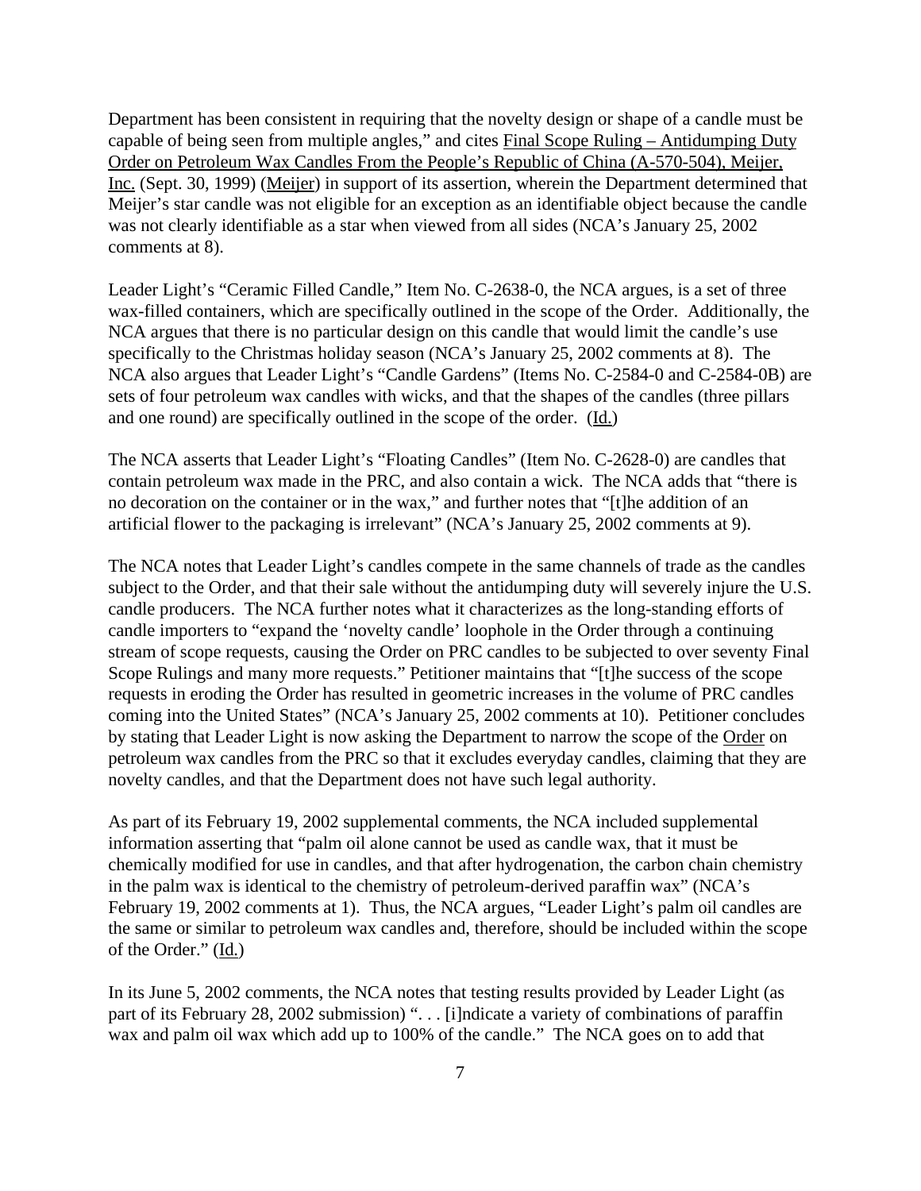Department has been consistent in requiring that the novelty design or shape of a candle must be capable of being seen from multiple angles," and cites Final Scope Ruling – Antidumping Duty Order on Petroleum Wax Candles From the People's Republic of China (A-570-504), Meijer, Inc. (Sept. 30, 1999) (Meijer) in support of its assertion, wherein the Department determined that Meijer's star candle was not eligible for an exception as an identifiable object because the candle was not clearly identifiable as a star when viewed from all sides (NCA's January 25, 2002 comments at 8).

Leader Light's "Ceramic Filled Candle," Item No. C-2638-0, the NCA argues, is a set of three wax-filled containers, which are specifically outlined in the scope of the Order. Additionally, the NCA argues that there is no particular design on this candle that would limit the candle's use specifically to the Christmas holiday season (NCA's January 25, 2002 comments at 8). The NCA also argues that Leader Light's "Candle Gardens" (Items No. C-2584-0 and C-2584-0B) are sets of four petroleum wax candles with wicks, and that the shapes of the candles (three pillars and one round) are specifically outlined in the scope of the order. (Id.)

The NCA asserts that Leader Light's "Floating Candles" (Item No. C-2628-0) are candles that contain petroleum wax made in the PRC, and also contain a wick. The NCA adds that "there is no decoration on the container or in the wax," and further notes that "[t]he addition of an artificial flower to the packaging is irrelevant" (NCA's January 25, 2002 comments at 9).

The NCA notes that Leader Light's candles compete in the same channels of trade as the candles subject to the Order, and that their sale without the antidumping duty will severely injure the U.S. candle producers. The NCA further notes what it characterizes as the long-standing efforts of candle importers to "expand the 'novelty candle' loophole in the Order through a continuing stream of scope requests, causing the Order on PRC candles to be subjected to over seventy Final Scope Rulings and many more requests." Petitioner maintains that "[t]he success of the scope requests in eroding the Order has resulted in geometric increases in the volume of PRC candles coming into the United States" (NCA's January 25, 2002 comments at 10). Petitioner concludes by stating that Leader Light is now asking the Department to narrow the scope of the Order on petroleum wax candles from the PRC so that it excludes everyday candles, claiming that they are novelty candles, and that the Department does not have such legal authority.

As part of its February 19, 2002 supplemental comments, the NCA included supplemental information asserting that "palm oil alone cannot be used as candle wax, that it must be chemically modified for use in candles, and that after hydrogenation, the carbon chain chemistry in the palm wax is identical to the chemistry of petroleum-derived paraffin wax" (NCA's February 19, 2002 comments at 1). Thus, the NCA argues, "Leader Light's palm oil candles are the same or similar to petroleum wax candles and, therefore, should be included within the scope of the Order." (Id.)

In its June 5, 2002 comments, the NCA notes that testing results provided by Leader Light (as part of its February 28, 2002 submission) ". . . [i]ndicate a variety of combinations of paraffin wax and palm oil wax which add up to 100% of the candle." The NCA goes on to add that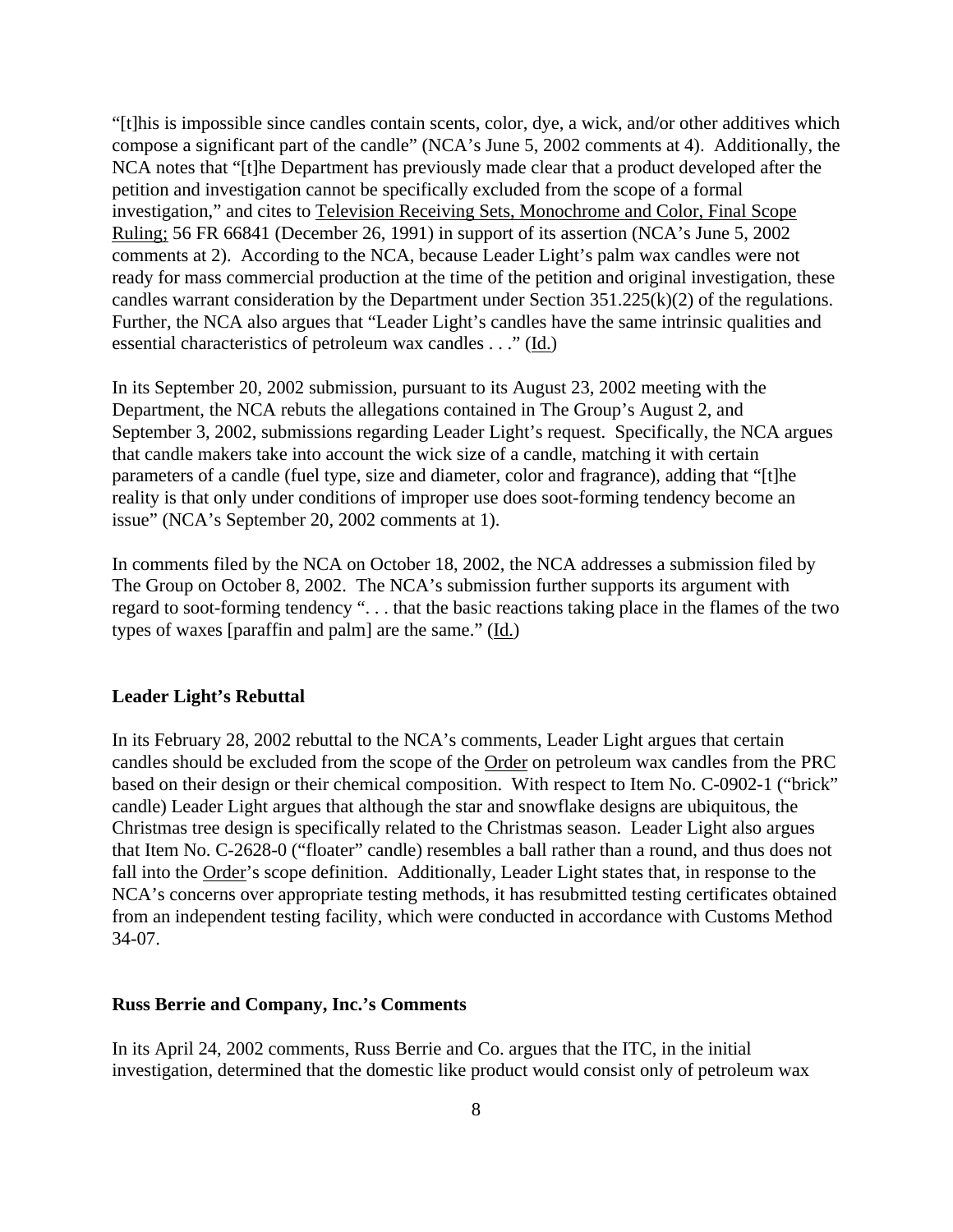"[t]his is impossible since candles contain scents, color, dye, a wick, and/or other additives which compose a significant part of the candle" (NCA's June 5, 2002 comments at 4). Additionally, the NCA notes that "[t]he Department has previously made clear that a product developed after the petition and investigation cannot be specifically excluded from the scope of a formal investigation," and cites to Television Receiving Sets, Monochrome and Color, Final Scope Ruling; 56 FR 66841 (December 26, 1991) in support of its assertion (NCA's June 5, 2002 comments at 2). According to the NCA, because Leader Light's palm wax candles were not ready for mass commercial production at the time of the petition and original investigation, these candles warrant consideration by the Department under Section 351.225(k)(2) of the regulations. Further, the NCA also argues that "Leader Light's candles have the same intrinsic qualities and essential characteristics of petroleum wax candles . . ." (Id.)

In its September 20, 2002 submission, pursuant to its August 23, 2002 meeting with the Department, the NCA rebuts the allegations contained in The Group's August 2, and September 3, 2002, submissions regarding Leader Light's request. Specifically, the NCA argues that candle makers take into account the wick size of a candle, matching it with certain parameters of a candle (fuel type, size and diameter, color and fragrance), adding that "[t]he reality is that only under conditions of improper use does soot-forming tendency become an issue" (NCA's September 20, 2002 comments at 1).

In comments filed by the NCA on October 18, 2002, the NCA addresses a submission filed by The Group on October 8, 2002. The NCA's submission further supports its argument with regard to soot-forming tendency ". . . that the basic reactions taking place in the flames of the two types of waxes [paraffin and palm] are the same." (Id.)

**Leader Light's Rebuttal**

In its February 28, 2002 rebuttal to the NCA's comments, Leader Light argues that certain candles should be excluded from the scope of the Order on petroleum wax candles from the PRC based on their design or their chemical composition. With respect to Item No. C-0902-1 ("brick" candle) Leader Light argues that although the star and snowflake designs are ubiquitous, the Christmas tree design is specifically related to the Christmas season. Leader Light also argues that Item No. C-2628-0 ("floater" candle) resembles a ball rather than a round, and thus does not fall into the Order's scope definition. Additionally, Leader Light states that, in response to the NCA's concerns over appropriate testing methods, it has resubmitted testing certificates obtained from an independent testing facility, which were conducted in accordance with Customs Method 34-07.

**Russ Berrie and Company, Inc.'s Comments**

In its April 24, 2002 comments, Russ Berrie and Co. argues that the ITC, in the initial investigation, determined that the domestic like product would consist only of petroleum wax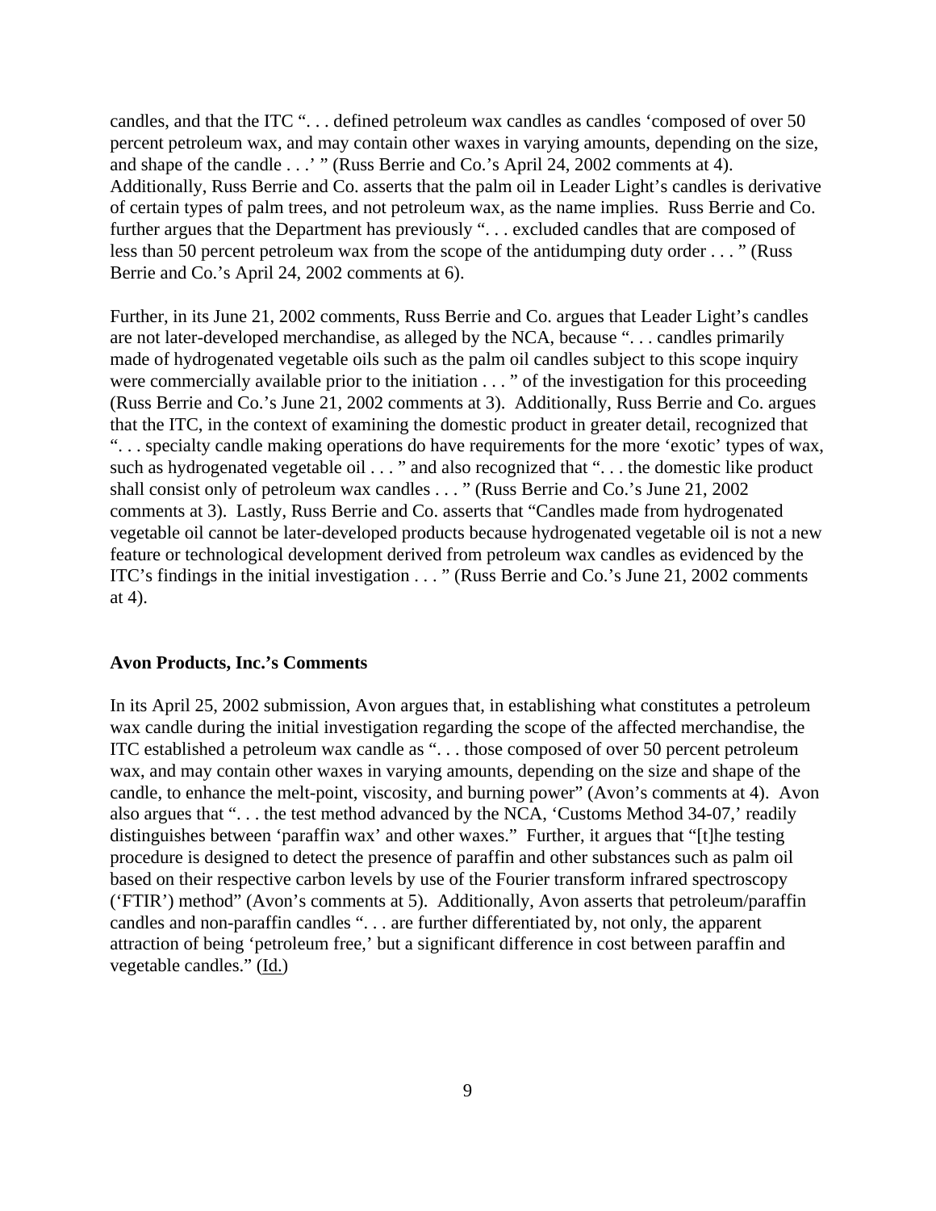candles, and that the ITC ". . . defined petroleum wax candles as candles 'composed of over 50 percent petroleum wax, and may contain other waxes in varying amounts, depending on the size, and shape of the candle . . .' " (Russ Berrie and Co.'s April 24, 2002 comments at 4). Additionally, Russ Berrie and Co. asserts that the palm oil in Leader Light's candles is derivative of certain types of palm trees, and not petroleum wax, as the name implies. Russ Berrie and Co. further argues that the Department has previously ". . . excluded candles that are composed of less than 50 percent petroleum wax from the scope of the antidumping duty order . . . " (Russ Berrie and Co.'s April 24, 2002 comments at 6).

Further, in its June 21, 2002 comments, Russ Berrie and Co. argues that Leader Light's candles are not later-developed merchandise, as alleged by the NCA, because ". . . candles primarily made of hydrogenated vegetable oils such as the palm oil candles subject to this scope inquiry were commercially available prior to the initiation . . . " of the investigation for this proceeding (Russ Berrie and Co.'s June 21, 2002 comments at 3). Additionally, Russ Berrie and Co. argues that the ITC, in the context of examining the domestic product in greater detail, recognized that ". . . specialty candle making operations do have requirements for the more 'exotic' types of wax, such as hydrogenated vegetable oil . . . " and also recognized that ". . . the domestic like product shall consist only of petroleum wax candles . . . " (Russ Berrie and Co.'s June 21, 2002 comments at 3). Lastly, Russ Berrie and Co. asserts that "Candles made from hydrogenated vegetable oil cannot be later-developed products because hydrogenated vegetable oil is not a new feature or technological development derived from petroleum wax candles as evidenced by the ITC's findings in the initial investigation . . . " (Russ Berrie and Co.'s June 21, 2002 comments at 4).

**Avon Products, Inc.'s Comments**

In its April 25, 2002 submission, Avon argues that, in establishing what constitutes a petroleum wax candle during the initial investigation regarding the scope of the affected merchandise, the ITC established a petroleum wax candle as ". . . those composed of over 50 percent petroleum wax, and may contain other waxes in varying amounts, depending on the size and shape of the candle, to enhance the melt-point, viscosity, and burning power" (Avon's comments at 4). Avon also argues that ". . . the test method advanced by the NCA, 'Customs Method 34-07,' readily distinguishes between 'paraffin wax' and other waxes." Further, it argues that "[t]he testing procedure is designed to detect the presence of paraffin and other substances such as palm oil based on their respective carbon levels by use of the Fourier transform infrared spectroscopy ('FTIR') method" (Avon's comments at 5). Additionally, Avon asserts that petroleum/paraffin candles and non-paraffin candles ". . . are further differentiated by, not only, the apparent attraction of being 'petroleum free,' but a significant difference in cost between paraffin and vegetable candles." (Id.)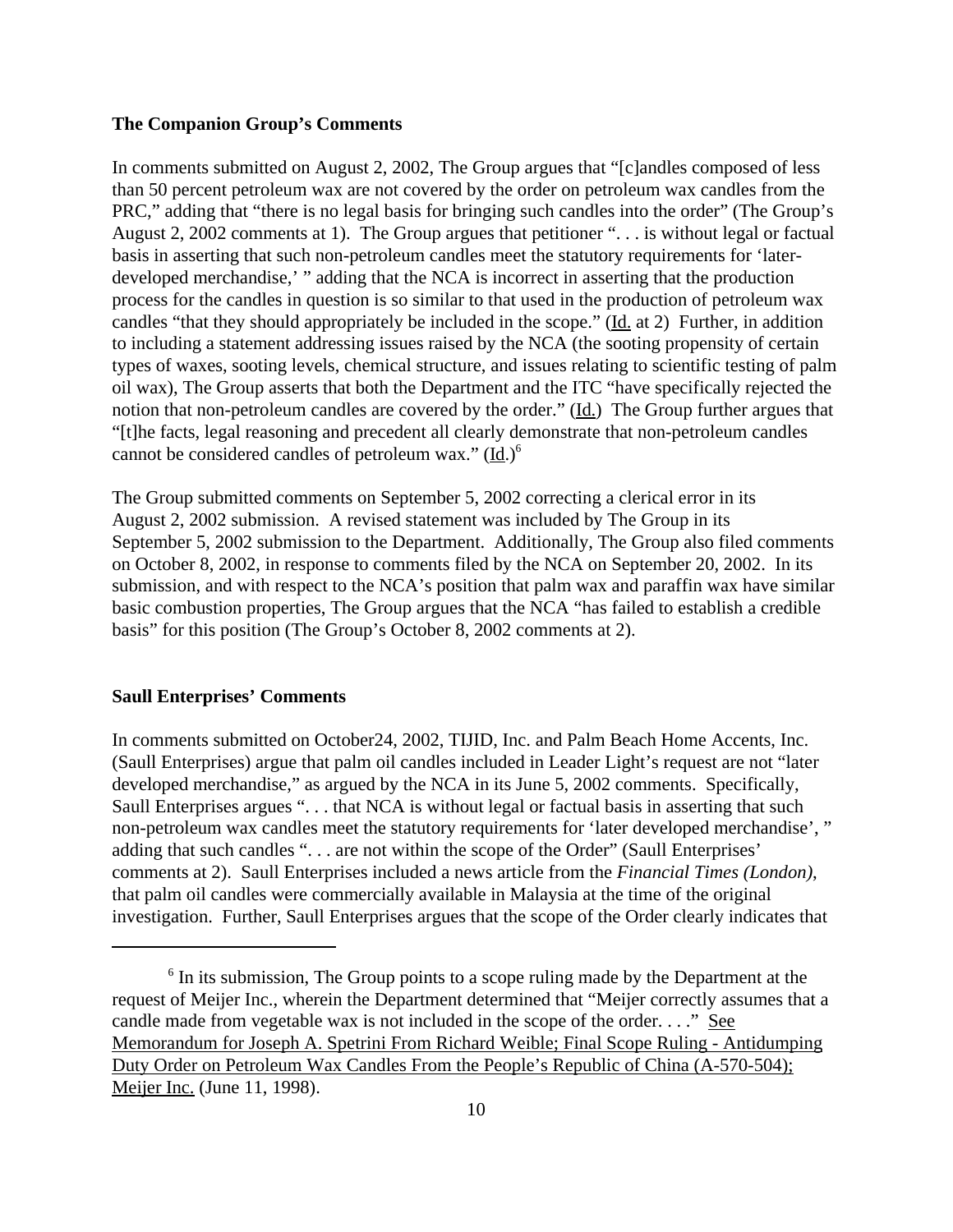**The Companion Group's Comments**

In comments submitted on August 2, 2002, The Group argues that "[c]andles composed of less than 50 percent petroleum wax are not covered by the order on petroleum wax candles from the PRC," adding that "there is no legal basis for bringing such candles into the order" (The Group's August 2, 2002 comments at 1). The Group argues that petitioner ". . . is without legal or factual basis in asserting that such non-petroleum candles meet the statutory requirements for 'later-developed merchandise,' " adding that the NCA is incorrect in asserting that the production process for the candles in question is so similar to that used in the production of petroleum wax candles "that they should appropriately be included in the scope." (Id. at 2) Further, in addition to including a statement addressing issues raised by the NCA (the sooting propensity of certain types of waxes, sooting levels, chemical structure, and issues relating to scientific testing of palm oil wax), The Group asserts that both the Department and the ITC "have specifically rejected the notion that non-petroleum candles are covered by the order." (Id.) The Group further argues that "[t]he facts, legal reasoning and precedent all clearly demonstrate that non-petroleum candles cannot be considered candles of petroleum wax." (Id.)[6]

The Group submitted comments on September 5, 2002 correcting a clerical error in its August 2, 2002 submission. A revised statement was included by The Group in its September 5, 2002 submission to the Department. Additionally, The Group also filed comments on October 8, 2002, in response to comments filed by the NCA on September 20, 2002. In its submission, and with respect to the NCA's position that palm wax and paraffin wax have similar basic combustion properties, The Group argues that the NCA "has failed to establish a credible basis" for this position (The Group's October 8, 2002 comments at 2).

**Saull Enterprises' Comments**

In comments submitted on October24, 2002, TIJID, Inc. and Palm Beach Home Accents, Inc. (Saull Enterprises) argue that palm oil candles included in Leader Light's request are not "later developed merchandise," as argued by the NCA in its June 5, 2002 comments. Specifically, Saull Enterprises argues ". . . that NCA is without legal or factual basis in asserting that such non-petroleum wax candles meet the statutory requirements for 'later developed merchandise', " adding that such candles ". . . are not within the scope of the Order" (Saull Enterprises' comments at 2). Saull Enterprises included a news article from the *Financial Times (London)*, that palm oil candles were commercially available in Malaysia at the time of the original investigation. Further, Saull Enterprises argues that the scope of the Order clearly indicates that

---

[6] In its submission, The Group points to a scope ruling made by the Department at the request of Meijer Inc., wherein the Department determined that "Meijer correctly assumes that a candle made from vegetable wax is not included in the scope of the order. . . ." See Memorandum for Joseph A. Spetrini From Richard Weible; Final Scope Ruling - Antidumping Duty Order on Petroleum Wax Candles From the People's Republic of China (A-570-504); Meijer Inc. (June 11, 1998).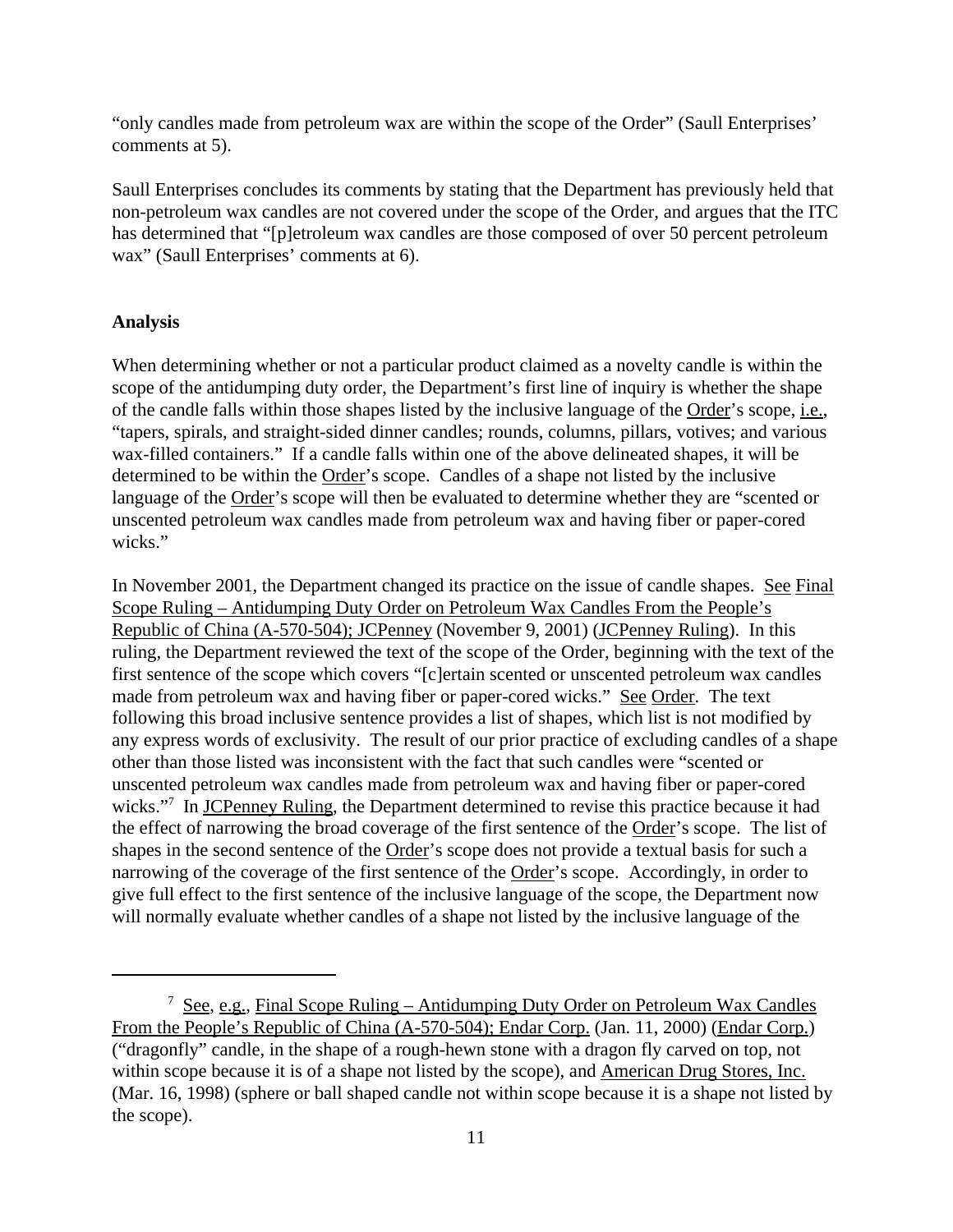"only candles made from petroleum wax are within the scope of the Order" (Saull Enterprises' comments at 5).

Saull Enterprises concludes its comments by stating that the Department has previously held that non-petroleum wax candles are not covered under the scope of the Order, and argues that the ITC has determined that "[p]etroleum wax candles are those composed of over 50 percent petroleum wax" (Saull Enterprises' comments at 6).

**Analysis**

When determining whether or not a particular product claimed as a novelty candle is within the scope of the antidumping duty order, the Department's first line of inquiry is whether the shape of the candle falls within those shapes listed by the inclusive language of the Order's scope, i.e., "tapers, spirals, and straight-sided dinner candles; rounds, columns, pillars, votives; and various wax-filled containers." If a candle falls within one of the above delineated shapes, it will be determined to be within the Order's scope. Candles of a shape not listed by the inclusive language of the Order's scope will then be evaluated to determine whether they are "scented or unscented petroleum wax candles made from petroleum wax and having fiber or paper-cored wicks."

In November 2001, the Department changed its practice on the issue of candle shapes. See Final Scope Ruling – Antidumping Duty Order on Petroleum Wax Candles From the People's Republic of China (A-570-504); JCPenney (November 9, 2001) (JCPenney Ruling). In this ruling, the Department reviewed the text of the scope of the Order, beginning with the text of the first sentence of the scope which covers "[c]ertain scented or unscented petroleum wax candles made from petroleum wax and having fiber or paper-cored wicks." See Order. The text following this broad inclusive sentence provides a list of shapes, which list is not modified by any express words of exclusivity. The result of our prior practice of excluding candles of a shape other than those listed was inconsistent with the fact that such candles were "scented or unscented petroleum wax candles made from petroleum wax and having fiber or paper-cored wicks."[7] In JCPenney Ruling, the Department determined to revise this practice because it had the effect of narrowing the broad coverage of the first sentence of the Order's scope. The list of shapes in the second sentence of the Order's scope does not provide a textual basis for such a narrowing of the coverage of the first sentence of the Order's scope. Accordingly, in order to give full effect to the first sentence of the inclusive language of the scope, the Department now will normally evaluate whether candles of a shape not listed by the inclusive language of the

---

[7] See, e.g., Final Scope Ruling – Antidumping Duty Order on Petroleum Wax Candles From the People's Republic of China (A-570-504); Endar Corp. (Jan. 11, 2000) (Endar Corp.) ("dragonfly" candle, in the shape of a rough-hewn stone with a dragon fly carved on top, not within scope because it is of a shape not listed by the scope), and American Drug Stores, Inc. (Mar. 16, 1998) (sphere or ball shaped candle not within scope because it is a shape not listed by the scope).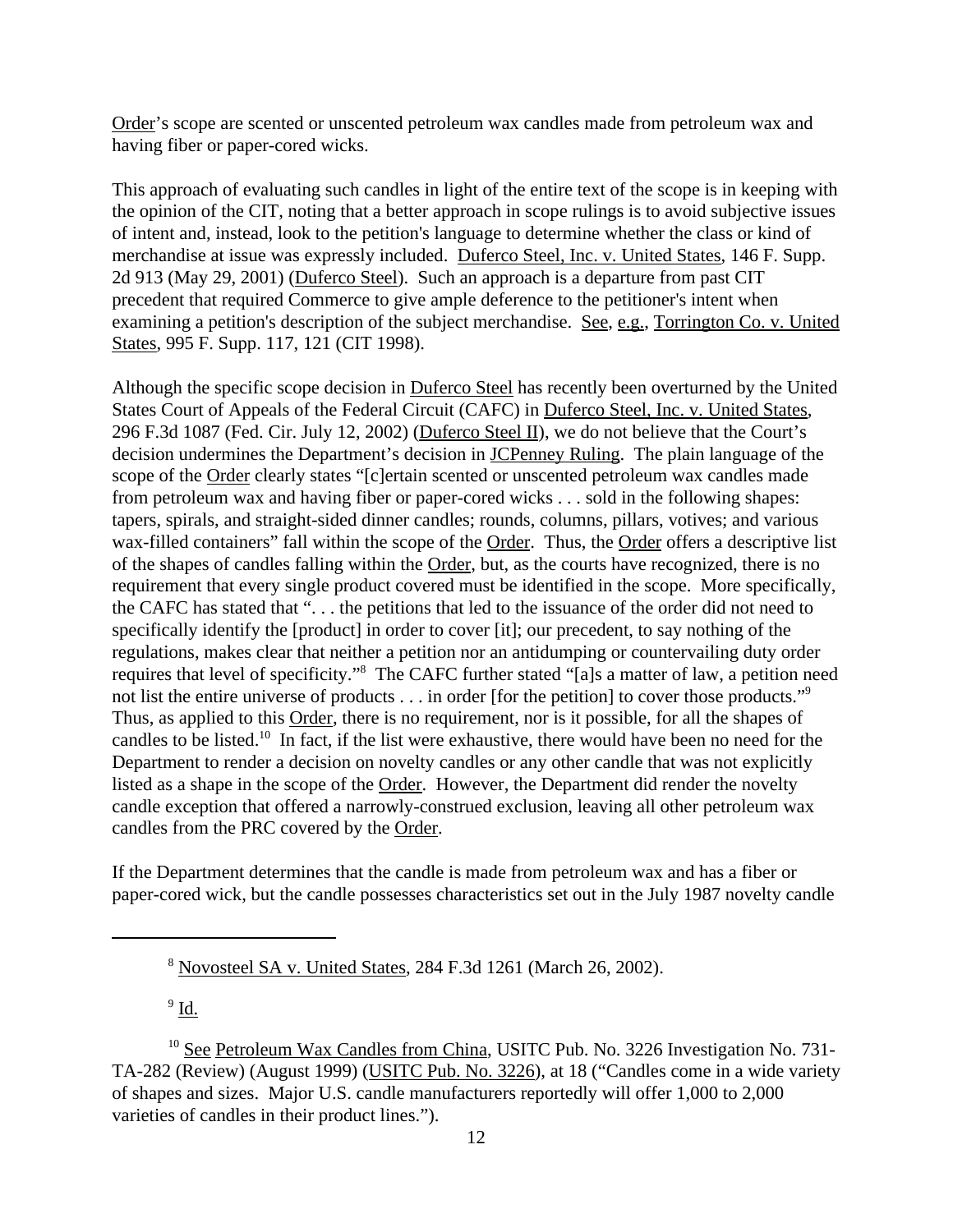Order's scope are scented or unscented petroleum wax candles made from petroleum wax and having fiber or paper-cored wicks.

This approach of evaluating such candles in light of the entire text of the scope is in keeping with the opinion of the CIT, noting that a better approach in scope rulings is to avoid subjective issues of intent and, instead, look to the petition's language to determine whether the class or kind of merchandise at issue was expressly included. Duferco Steel, Inc. v. United States, 146 F. Supp. 2d 913 (May 29, 2001) (Duferco Steel). Such an approach is a departure from past CIT precedent that required Commerce to give ample deference to the petitioner's intent when examining a petition's description of the subject merchandise. See, e.g., Torrington Co. v. United States, 995 F. Supp. 117, 121 (CIT 1998).

Although the specific scope decision in Duferco Steel has recently been overturned by the United States Court of Appeals of the Federal Circuit (CAFC) in Duferco Steel, Inc. v. United States, 296 F.3d 1087 (Fed. Cir. July 12, 2002) (Duferco Steel II), we do not believe that the Court's decision undermines the Department's decision in JCPenney Ruling. The plain language of the scope of the Order clearly states "[c]ertain scented or unscented petroleum wax candles made from petroleum wax and having fiber or paper-cored wicks . . . sold in the following shapes: tapers, spirals, and straight-sided dinner candles; rounds, columns, pillars, votives; and various wax-filled containers" fall within the scope of the Order. Thus, the Order offers a descriptive list of the shapes of candles falling within the Order, but, as the courts have recognized, there is no requirement that every single product covered must be identified in the scope. More specifically, the CAFC has stated that ". . . the petitions that led to the issuance of the order did not need to specifically identify the [product] in order to cover [it]; our precedent, to say nothing of the regulations, makes clear that neither a petition nor an antidumping or countervailing duty order requires that level of specificity."[8] The CAFC further stated "[a]s a matter of law, a petition need not list the entire universe of products . . . in order [for the petition] to cover those products."[9] Thus, as applied to this Order, there is no requirement, nor is it possible, for all the shapes of candles to be listed.[10] In fact, if the list were exhaustive, there would have been no need for the Department to render a decision on novelty candles or any other candle that was not explicitly listed as a shape in the scope of the Order. However, the Department did render the novelty candle exception that offered a narrowly-construed exclusion, leaving all other petroleum wax candles from the PRC covered by the Order.

If the Department determines that the candle is made from petroleum wax and has a fiber or paper-cored wick, but the candle possesses characteristics set out in the July 1987 novelty candle

---

[8] Novosteel SA v. United States, 284 F.3d 1261 (March 26, 2002).

[9] Id.

[10] See Petroleum Wax Candles from China, USITC Pub. No. 3226 Investigation No. 731-TA-282 (Review) (August 1999) (USITC Pub. No. 3226), at 18 ("Candles come in a wide variety of shapes and sizes. Major U.S. candle manufacturers reportedly will offer 1,000 to 2,000 varieties of candles in their product lines.").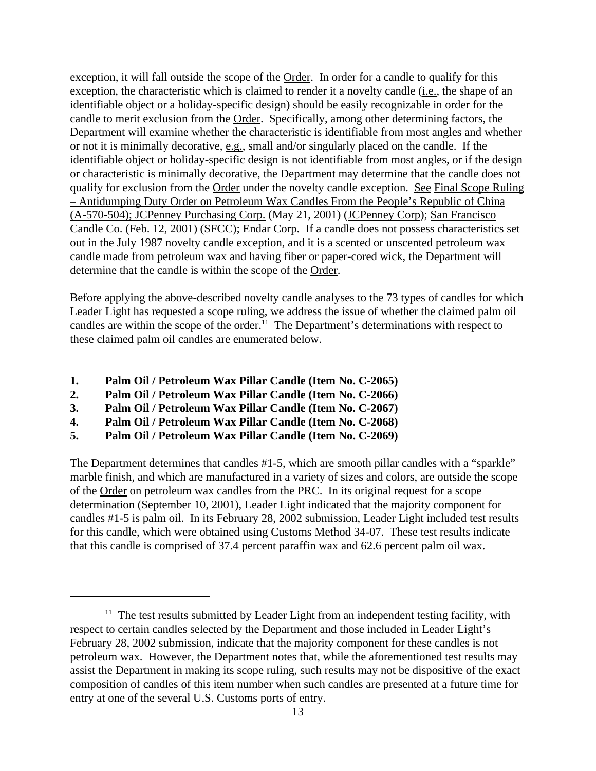exception, it will fall outside the scope of the Order. In order for a candle to qualify for this exception, the characteristic which is claimed to render it a novelty candle (i.e., the shape of an identifiable object or a holiday-specific design) should be easily recognizable in order for the candle to merit exclusion from the Order. Specifically, among other determining factors, the Department will examine whether the characteristic is identifiable from most angles and whether or not it is minimally decorative, e.g., small and/or singularly placed on the candle. If the identifiable object or holiday-specific design is not identifiable from most angles, or if the design or characteristic is minimally decorative, the Department may determine that the candle does not qualify for exclusion from the Order under the novelty candle exception. See Final Scope Ruling – Antidumping Duty Order on Petroleum Wax Candles From the People's Republic of China (A-570-504); JCPenney Purchasing Corp. (May 21, 2001) (JCPenney Corp); San Francisco Candle Co. (Feb. 12, 2001) (SFCC); Endar Corp. If a candle does not possess characteristics set out in the July 1987 novelty candle exception, and it is a scented or unscented petroleum wax candle made from petroleum wax and having fiber or paper-cored wick, the Department will determine that the candle is within the scope of the Order.

Before applying the above-described novelty candle analyses to the 73 types of candles for which Leader Light has requested a scope ruling, we address the issue of whether the claimed palm oil candles are within the scope of the order.[11] The Department's determinations with respect to these claimed palm oil candles are enumerated below.

1. **Palm Oil / Petroleum Wax Pillar Candle (Item No. C-2065)**
2. **Palm Oil / Petroleum Wax Pillar Candle (Item No. C-2066)**
3. **Palm Oil / Petroleum Wax Pillar Candle (Item No. C-2067)**
4. **Palm Oil / Petroleum Wax Pillar Candle (Item No. C-2068)**
5. **Palm Oil / Petroleum Wax Pillar Candle (Item No. C-2069)**

The Department determines that candles #1-5, which are smooth pillar candles with a "sparkle" marble finish, and which are manufactured in a variety of sizes and colors, are outside the scope of the Order on petroleum wax candles from the PRC. In its original request for a scope determination (September 10, 2001), Leader Light indicated that the majority component for candles #1-5 is palm oil. In its February 28, 2002 submission, Leader Light included test results for this candle, which were obtained using Customs Method 34-07. These test results indicate that this candle is comprised of 37.4 percent paraffin wax and 62.6 percent palm oil wax.

---

[11] The test results submitted by Leader Light from an independent testing facility, with respect to certain candles selected by the Department and those included in Leader Light's February 28, 2002 submission, indicate that the majority component for these candles is not petroleum wax. However, the Department notes that, while the aforementioned test results may assist the Department in making its scope ruling, such results may not be dispositive of the exact composition of candles of this item number when such candles are presented at a future time for entry at one of the several U.S. Customs ports of entry.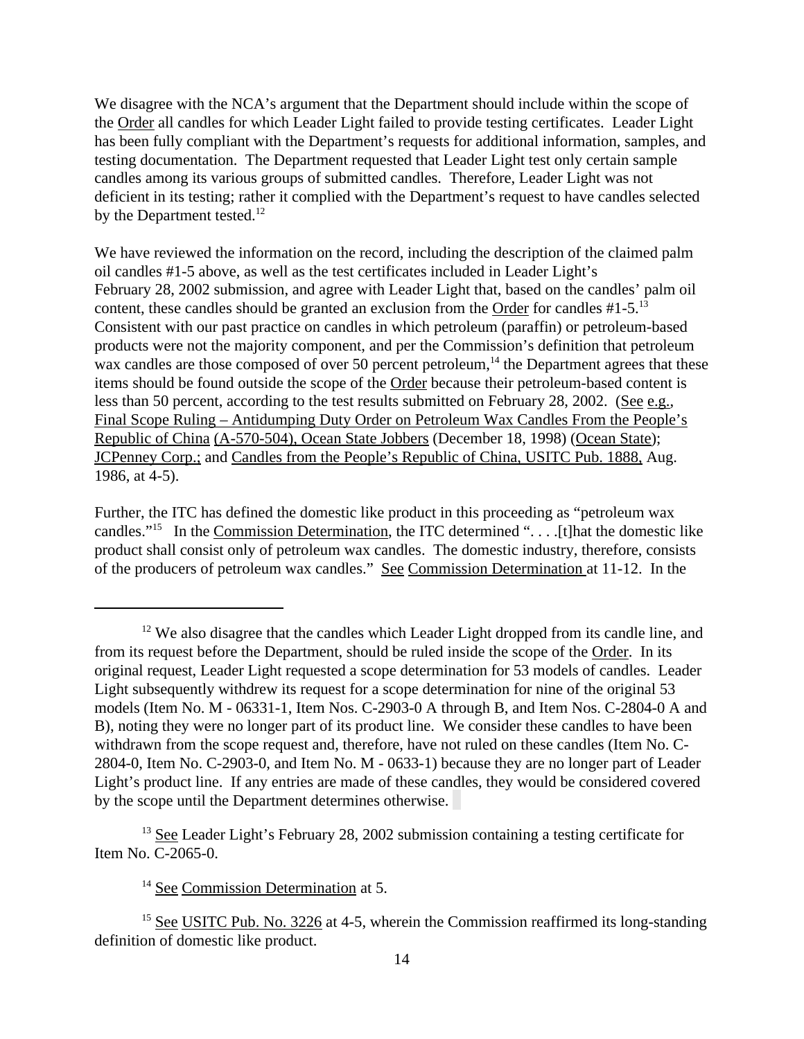We disagree with the NCA's argument that the Department should include within the scope of the Order all candles for which Leader Light failed to provide testing certificates. Leader Light has been fully compliant with the Department's requests for additional information, samples, and testing documentation. The Department requested that Leader Light test only certain sample candles among its various groups of submitted candles. Therefore, Leader Light was not deficient in its testing; rather it complied with the Department's request to have candles selected by the Department tested.[12]

We have reviewed the information on the record, including the description of the claimed palm oil candles #1-5 above, as well as the test certificates included in Leader Light's February 28, 2002 submission, and agree with Leader Light that, based on the candles' palm oil content, these candles should be granted an exclusion from the Order for candles #1-5.[13] Consistent with our past practice on candles in which petroleum (paraffin) or petroleum-based products were not the majority component, and per the Commission's definition that petroleum wax candles are those composed of over 50 percent petroleum,[14] the Department agrees that these items should be found outside the scope of the Order because their petroleum-based content is less than 50 percent, according to the test results submitted on February 28, 2002. (See e.g., Final Scope Ruling – Antidumping Duty Order on Petroleum Wax Candles From the People's Republic of China (A-570-504), Ocean State Jobbers (December 18, 1998) (Ocean State); JCPenney Corp.; and Candles from the People's Republic of China, USITC Pub. 1888, Aug. 1986, at 4-5).

Further, the ITC has defined the domestic like product in this proceeding as "petroleum wax candles."[15] In the Commission Determination, the ITC determined ". . . .[t]hat the domestic like product shall consist only of petroleum wax candles. The domestic industry, therefore, consists of the producers of petroleum wax candles." See Commission Determination at 11-12. In the

---

[12] We also disagree that the candles which Leader Light dropped from its candle line, and from its request before the Department, should be ruled inside the scope of the Order. In its original request, Leader Light requested a scope determination for 53 models of candles. Leader Light subsequently withdrew its request for a scope determination for nine of the original 53 models (Item No. M - 06331-1, Item Nos. C-2903-0 A through B, and Item Nos. C-2804-0 A and B), noting they were no longer part of its product line. We consider these candles to have been withdrawn from the scope request and, therefore, have not ruled on these candles (Item No. C-2804-0, Item No. C-2903-0, and Item No. M - 0633-1) because they are no longer part of Leader Light's product line. If any entries are made of these candles, they would be considered covered by the scope until the Department determines otherwise.

[13] See Leader Light's February 28, 2002 submission containing a testing certificate for Item No. C-2065-0.

[14] See Commission Determination at 5.

[15] See USITC Pub. No. 3226 at 4-5, wherein the Commission reaffirmed its long-standing definition of domestic like product.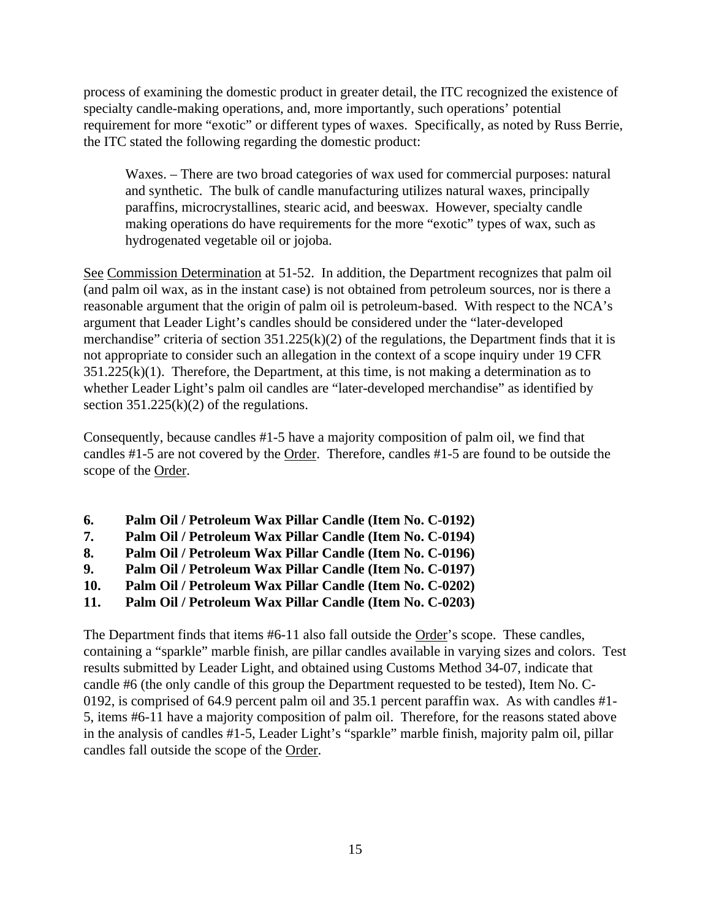process of examining the domestic product in greater detail, the ITC recognized the existence of specialty candle-making operations, and, more importantly, such operations' potential requirement for more "exotic" or different types of waxes. Specifically, as noted by Russ Berrie, the ITC stated the following regarding the domestic product:

> Waxes. – There are two broad categories of wax used for commercial purposes: natural and synthetic. The bulk of candle manufacturing utilizes natural waxes, principally paraffins, microcrystallines, stearic acid, and beeswax. However, specialty candle making operations do have requirements for the more "exotic" types of wax, such as hydrogenated vegetable oil or jojoba.

See Commission Determination at 51-52. In addition, the Department recognizes that palm oil (and palm oil wax, as in the instant case) is not obtained from petroleum sources, nor is there a reasonable argument that the origin of palm oil is petroleum-based. With respect to the NCA's argument that Leader Light's candles should be considered under the "later-developed merchandise" criteria of section 351.225(k)(2) of the regulations, the Department finds that it is not appropriate to consider such an allegation in the context of a scope inquiry under 19 CFR 351.225(k)(1). Therefore, the Department, at this time, is not making a determination as to whether Leader Light's palm oil candles are "later-developed merchandise" as identified by section 351.225(k)(2) of the regulations.

Consequently, because candles #1-5 have a majority composition of palm oil, we find that candles #1-5 are not covered by the Order. Therefore, candles #1-5 are found to be outside the scope of the Order.

**6. Palm Oil / Petroleum Wax Pillar Candle (Item No. C-0192)**
**7. Palm Oil / Petroleum Wax Pillar Candle (Item No. C-0194)**
**8. Palm Oil / Petroleum Wax Pillar Candle (Item No. C-0196)**
**9. Palm Oil / Petroleum Wax Pillar Candle (Item No. C-0197)**
**10. Palm Oil / Petroleum Wax Pillar Candle (Item No. C-0202)**
**11. Palm Oil / Petroleum Wax Pillar Candle (Item No. C-0203)**

The Department finds that items #6-11 also fall outside the Order's scope. These candles, containing a "sparkle" marble finish, are pillar candles available in varying sizes and colors. Test results submitted by Leader Light, and obtained using Customs Method 34-07, indicate that candle #6 (the only candle of this group the Department requested to be tested), Item No. C-0192, is comprised of 64.9 percent palm oil and 35.1 percent paraffin wax. As with candles #1-5, items #6-11 have a majority composition of palm oil. Therefore, for the reasons stated above in the analysis of candles #1-5, Leader Light's "sparkle" marble finish, majority palm oil, pillar candles fall outside the scope of the Order.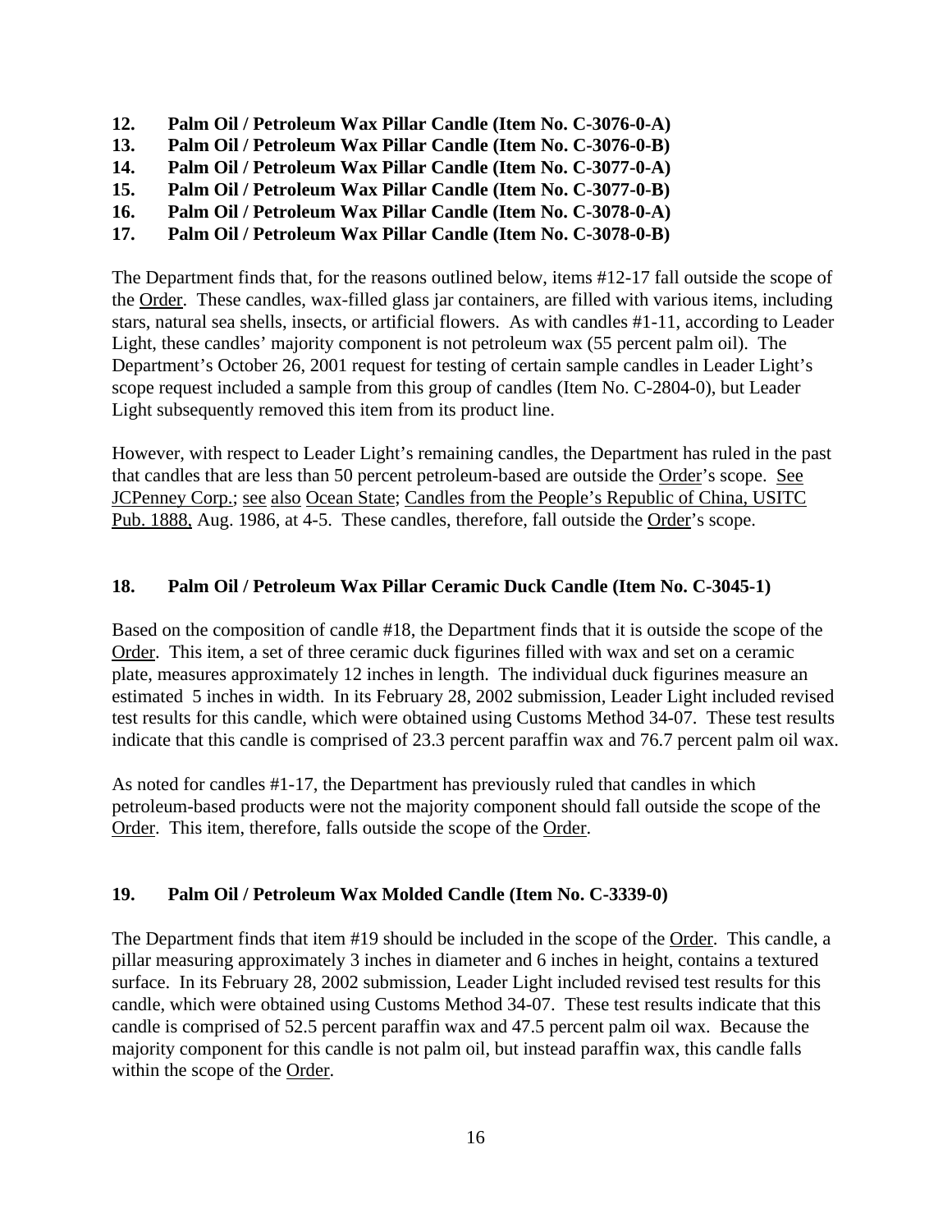**12. Palm Oil / Petroleum Wax Pillar Candle (Item No. C-3076-0-A)**
**13. Palm Oil / Petroleum Wax Pillar Candle (Item No. C-3076-0-B)**
**14. Palm Oil / Petroleum Wax Pillar Candle (Item No. C-3077-0-A)**
**15. Palm Oil / Petroleum Wax Pillar Candle (Item No. C-3077-0-B)**
**16. Palm Oil / Petroleum Wax Pillar Candle (Item No. C-3078-0-A)**
**17. Palm Oil / Petroleum Wax Pillar Candle (Item No. C-3078-0-B)**

The Department finds that, for the reasons outlined below, items #12-17 fall outside the scope of the Order. These candles, wax-filled glass jar containers, are filled with various items, including stars, natural sea shells, insects, or artificial flowers. As with candles #1-11, according to Leader Light, these candles' majority component is not petroleum wax (55 percent palm oil). The Department's October 26, 2001 request for testing of certain sample candles in Leader Light's scope request included a sample from this group of candles (Item No. C-2804-0), but Leader Light subsequently removed this item from its product line.

However, with respect to Leader Light's remaining candles, the Department has ruled in the past that candles that are less than 50 percent petroleum-based are outside the Order's scope. See JCPenney Corp.; see also Ocean State; Candles from the People's Republic of China, USITC Pub. 1888, Aug. 1986, at 4-5. These candles, therefore, fall outside the Order's scope.

**18. Palm Oil / Petroleum Wax Pillar Ceramic Duck Candle (Item No. C-3045-1)**

Based on the composition of candle #18, the Department finds that it is outside the scope of the Order. This item, a set of three ceramic duck figurines filled with wax and set on a ceramic plate, measures approximately 12 inches in length. The individual duck figurines measure an estimated 5 inches in width. In its February 28, 2002 submission, Leader Light included revised test results for this candle, which were obtained using Customs Method 34-07. These test results indicate that this candle is comprised of 23.3 percent paraffin wax and 76.7 percent palm oil wax.

As noted for candles #1-17, the Department has previously ruled that candles in which petroleum-based products were not the majority component should fall outside the scope of the Order. This item, therefore, falls outside the scope of the Order.

**19. Palm Oil / Petroleum Wax Molded Candle (Item No. C-3339-0)**

The Department finds that item #19 should be included in the scope of the Order. This candle, a pillar measuring approximately 3 inches in diameter and 6 inches in height, contains a textured surface. In its February 28, 2002 submission, Leader Light included revised test results for this candle, which were obtained using Customs Method 34-07. These test results indicate that this candle is comprised of 52.5 percent paraffin wax and 47.5 percent palm oil wax. Because the majority component for this candle is not palm oil, but instead paraffin wax, this candle falls within the scope of the Order.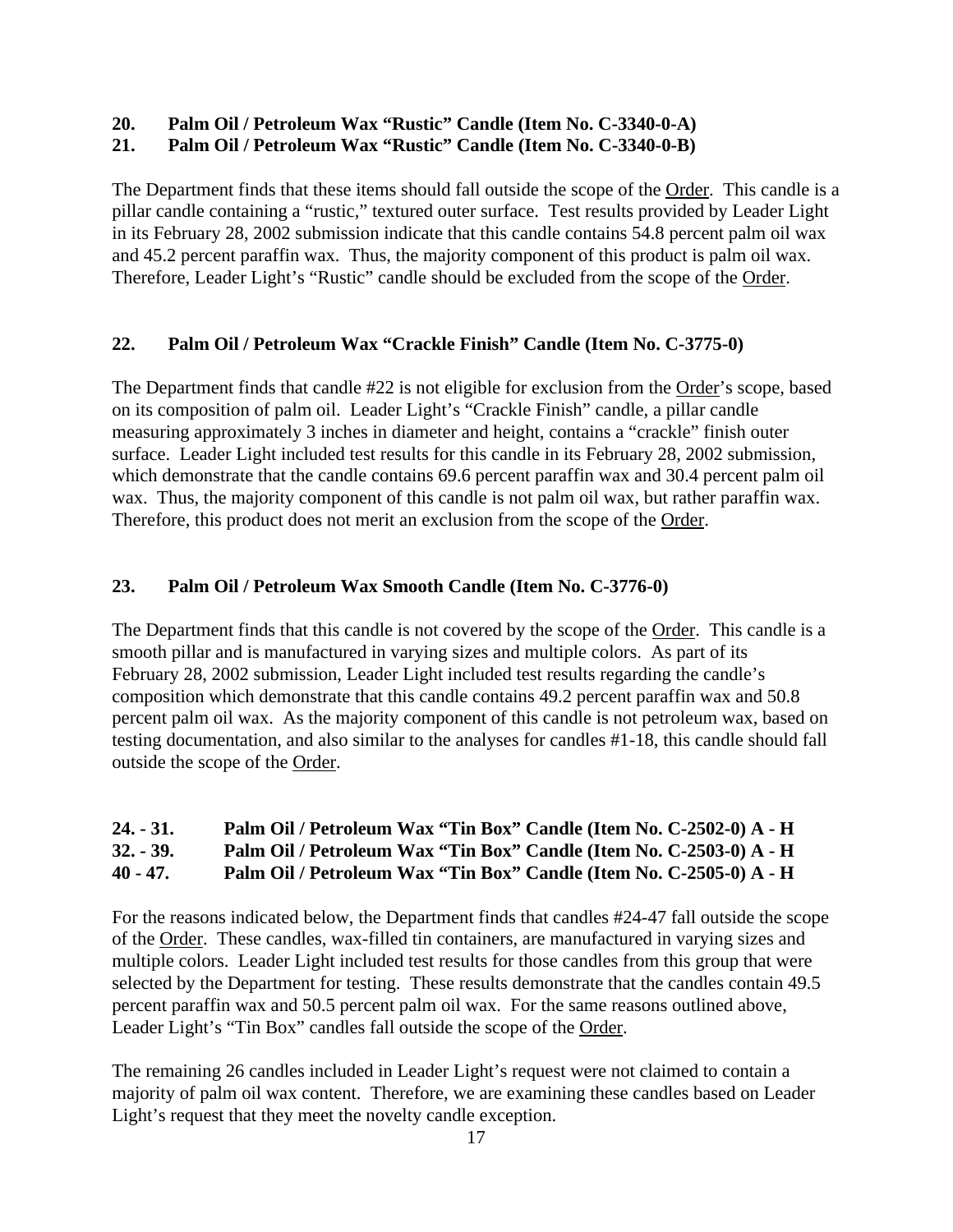**20. Palm Oil / Petroleum Wax “Rustic” Candle (Item No. C-3340-0-A)**
**21. Palm Oil / Petroleum Wax “Rustic” Candle (Item No. C-3340-0-B)**

The Department finds that these items should fall outside the scope of the Order. This candle is a pillar candle containing a “rustic,” textured outer surface. Test results provided by Leader Light in its February 28, 2002 submission indicate that this candle contains 54.8 percent palm oil wax and 45.2 percent paraffin wax. Thus, the majority component of this product is palm oil wax. Therefore, Leader Light’s “Rustic” candle should be excluded from the scope of the Order.

**22. Palm Oil / Petroleum Wax “Crackle Finish” Candle (Item No. C-3775-0)**

The Department finds that candle #22 is not eligible for exclusion from the Order’s scope, based on its composition of palm oil. Leader Light’s “Crackle Finish” candle, a pillar candle measuring approximately 3 inches in diameter and height, contains a “crackle” finish outer surface. Leader Light included test results for this candle in its February 28, 2002 submission, which demonstrate that the candle contains 69.6 percent paraffin wax and 30.4 percent palm oil wax. Thus, the majority component of this candle is not palm oil wax, but rather paraffin wax. Therefore, this product does not merit an exclusion from the scope of the Order.

**23. Palm Oil / Petroleum Wax Smooth Candle (Item No. C-3776-0)**

The Department finds that this candle is not covered by the scope of the Order. This candle is a smooth pillar and is manufactured in varying sizes and multiple colors. As part of its February 28, 2002 submission, Leader Light included test results regarding the candle’s composition which demonstrate that this candle contains 49.2 percent paraffin wax and 50.8 percent palm oil wax. As the majority component of this candle is not petroleum wax, based on testing documentation, and also similar to the analyses for candles #1-18, this candle should fall outside the scope of the Order.

**24. - 31. Palm Oil / Petroleum Wax “Tin Box” Candle (Item No. C-2502-0) A - H**
**32. - 39. Palm Oil / Petroleum Wax “Tin Box” Candle (Item No. C-2503-0) A - H**
**40 - 47. Palm Oil / Petroleum Wax “Tin Box” Candle (Item No. C-2505-0) A - H**

For the reasons indicated below, the Department finds that candles #24-47 fall outside the scope of the Order. These candles, wax-filled tin containers, are manufactured in varying sizes and multiple colors. Leader Light included test results for those candles from this group that were selected by the Department for testing. These results demonstrate that the candles contain 49.5 percent paraffin wax and 50.5 percent palm oil wax. For the same reasons outlined above, Leader Light’s “Tin Box” candles fall outside the scope of the Order.

The remaining 26 candles included in Leader Light’s request were not claimed to contain a majority of palm oil wax content. Therefore, we are examining these candles based on Leader Light’s request that they meet the novelty candle exception.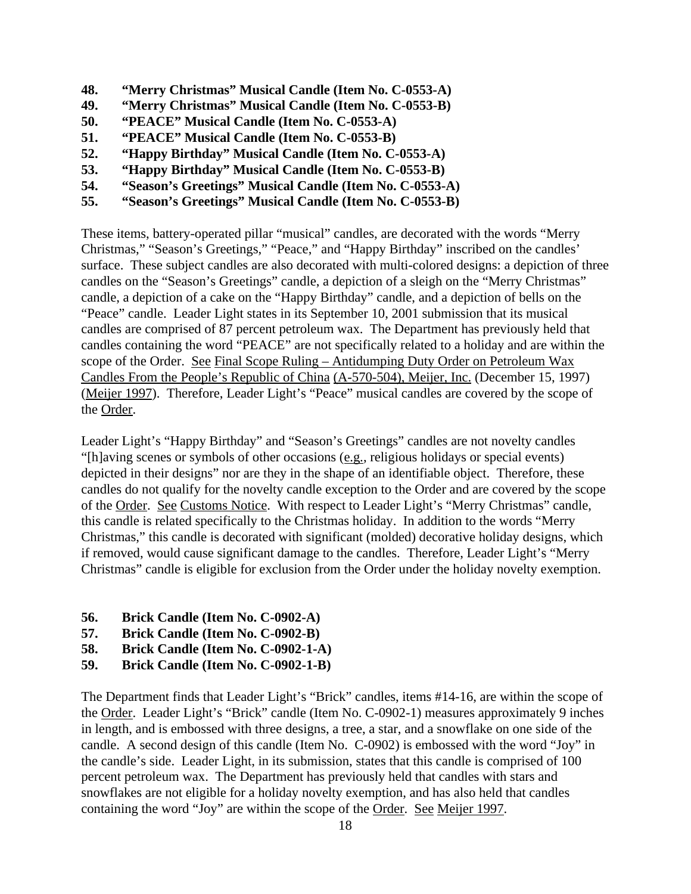**48. “Merry Christmas” Musical Candle (Item No. C-0553-A)**
**49. “Merry Christmas” Musical Candle (Item No. C-0553-B)**
**50. “PEACE” Musical Candle (Item No. C-0553-A)**
**51. “PEACE” Musical Candle (Item No. C-0553-B)**
**52. “Happy Birthday” Musical Candle (Item No. C-0553-A)**
**53. “Happy Birthday” Musical Candle (Item No. C-0553-B)**
**54. “Season’s Greetings” Musical Candle (Item No. C-0553-A)**
**55. “Season’s Greetings” Musical Candle (Item No. C-0553-B)**

These items, battery-operated pillar “musical” candles, are decorated with the words “Merry Christmas,” “Season’s Greetings,” “Peace,” and “Happy Birthday” inscribed on the candles’ surface. These subject candles are also decorated with multi-colored designs: a depiction of three candles on the “Season’s Greetings” candle, a depiction of a sleigh on the “Merry Christmas” candle, a depiction of a cake on the “Happy Birthday” candle, and a depiction of bells on the “Peace” candle. Leader Light states in its September 10, 2001 submission that its musical candles are comprised of 87 percent petroleum wax. The Department has previously held that candles containing the word “PEACE” are not specifically related to a holiday and are within the scope of the Order. See Final Scope Ruling – Antidumping Duty Order on Petroleum Wax Candles From the People’s Republic of China (A-570-504), Meijer, Inc. (December 15, 1997) (Meijer 1997). Therefore, Leader Light’s “Peace” musical candles are covered by the scope of the Order.

Leader Light’s “Happy Birthday” and “Season’s Greetings” candles are not novelty candles “[h]aving scenes or symbols of other occasions (e.g., religious holidays or special events) depicted in their designs” nor are they in the shape of an identifiable object. Therefore, these candles do not qualify for the novelty candle exception to the Order and are covered by the scope of the Order. See Customs Notice. With respect to Leader Light’s “Merry Christmas” candle, this candle is related specifically to the Christmas holiday. In addition to the words “Merry Christmas,” this candle is decorated with significant (molded) decorative holiday designs, which if removed, would cause significant damage to the candles. Therefore, Leader Light’s “Merry Christmas” candle is eligible for exclusion from the Order under the holiday novelty exemption.

**56. Brick Candle (Item No. C-0902-A)**
**57. Brick Candle (Item No. C-0902-B)**
**58. Brick Candle (Item No. C-0902-1-A)**
**59. Brick Candle (Item No. C-0902-1-B)**

The Department finds that Leader Light’s “Brick” candles, items #14-16, are within the scope of the Order. Leader Light’s “Brick” candle (Item No. C-0902-1) measures approximately 9 inches in length, and is embossed with three designs, a tree, a star, and a snowflake on one side of the candle. A second design of this candle (Item No. C-0902) is embossed with the word “Joy” in the candle’s side. Leader Light, in its submission, states that this candle is comprised of 100 percent petroleum wax. The Department has previously held that candles with stars and snowflakes are not eligible for a holiday novelty exemption, and has also held that candles containing the word “Joy” are within the scope of the Order. See Meijer 1997.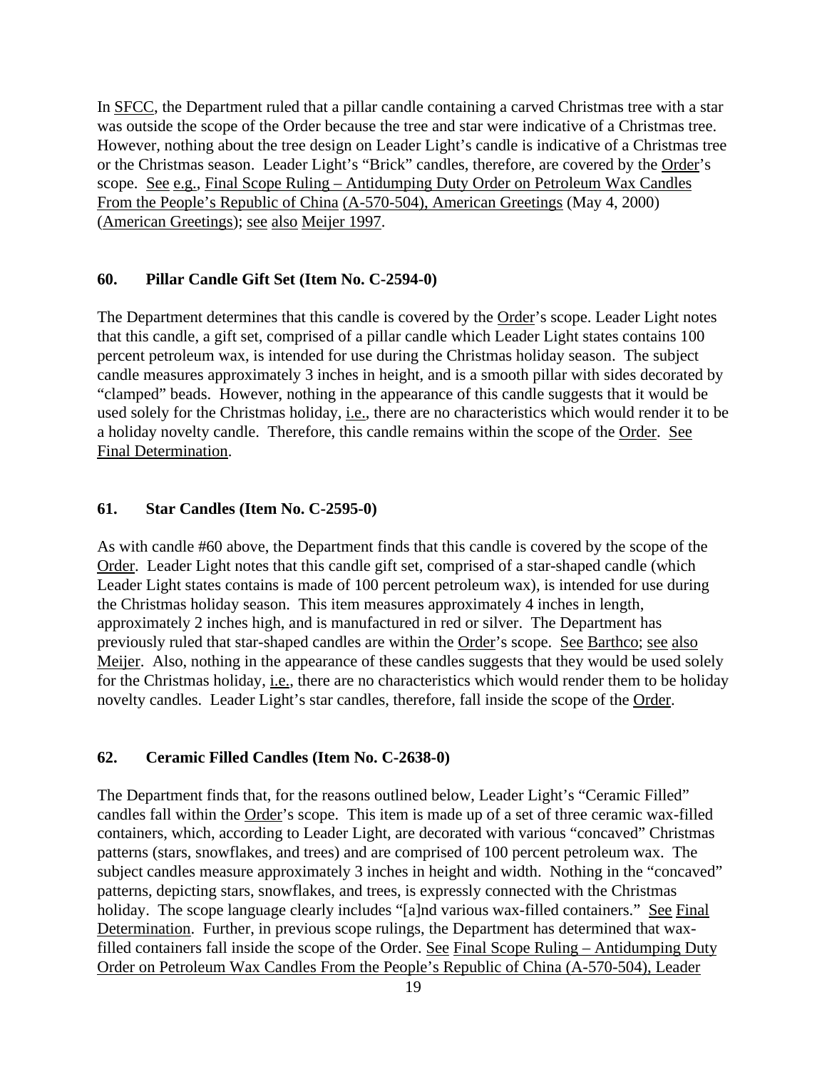In SFCC, the Department ruled that a pillar candle containing a carved Christmas tree with a star was outside the scope of the Order because the tree and star were indicative of a Christmas tree. However, nothing about the tree design on Leader Light's candle is indicative of a Christmas tree or the Christmas season. Leader Light's "Brick" candles, therefore, are covered by the Order's scope. See e.g., Final Scope Ruling – Antidumping Duty Order on Petroleum Wax Candles From the People's Republic of China (A-570-504), American Greetings (May 4, 2000) (American Greetings); see also Meijer 1997.

**60. Pillar Candle Gift Set (Item No. C-2594-0)**

The Department determines that this candle is covered by the Order's scope. Leader Light notes that this candle, a gift set, comprised of a pillar candle which Leader Light states contains 100 percent petroleum wax, is intended for use during the Christmas holiday season. The subject candle measures approximately 3 inches in height, and is a smooth pillar with sides decorated by "clamped" beads. However, nothing in the appearance of this candle suggests that it would be used solely for the Christmas holiday, i.e., there are no characteristics which would render it to be a holiday novelty candle. Therefore, this candle remains within the scope of the Order. See Final Determination.

**61. Star Candles (Item No. C-2595-0)**

As with candle #60 above, the Department finds that this candle is covered by the scope of the Order. Leader Light notes that this candle gift set, comprised of a star-shaped candle (which Leader Light states contains is made of 100 percent petroleum wax), is intended for use during the Christmas holiday season. This item measures approximately 4 inches in length, approximately 2 inches high, and is manufactured in red or silver. The Department has previously ruled that star-shaped candles are within the Order's scope. See Barthco; see also Meijer. Also, nothing in the appearance of these candles suggests that they would be used solely for the Christmas holiday, i.e., there are no characteristics which would render them to be holiday novelty candles. Leader Light's star candles, therefore, fall inside the scope of the Order.

**62. Ceramic Filled Candles (Item No. C-2638-0)**

The Department finds that, for the reasons outlined below, Leader Light's "Ceramic Filled" candles fall within the Order's scope. This item is made up of a set of three ceramic wax-filled containers, which, according to Leader Light, are decorated with various "concaved" Christmas patterns (stars, snowflakes, and trees) and are comprised of 100 percent petroleum wax. The subject candles measure approximately 3 inches in height and width. Nothing in the "concaved" patterns, depicting stars, snowflakes, and trees, is expressly connected with the Christmas holiday. The scope language clearly includes "[a]nd various wax-filled containers." See Final Determination. Further, in previous scope rulings, the Department has determined that wax-filled containers fall inside the scope of the Order. See Final Scope Ruling – Antidumping Duty Order on Petroleum Wax Candles From the People's Republic of China (A-570-504), Leader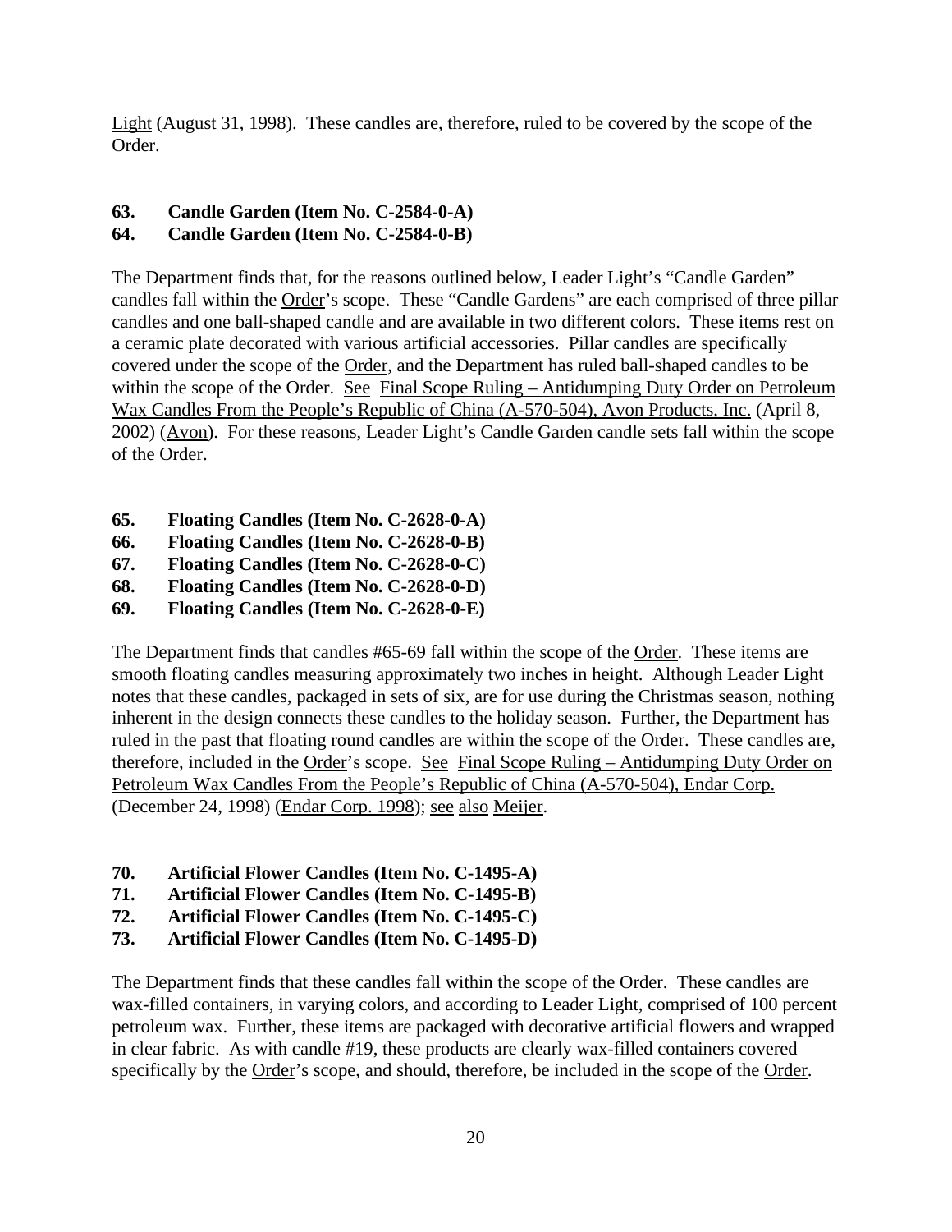Light (August 31, 1998). These candles are, therefore, ruled to be covered by the scope of the Order.

**63. Candle Garden (Item No. C-2584-0-A)**
**64. Candle Garden (Item No. C-2584-0-B)**

The Department finds that, for the reasons outlined below, Leader Light's "Candle Garden" candles fall within the Order's scope. These "Candle Gardens" are each comprised of three pillar candles and one ball-shaped candle and are available in two different colors. These items rest on a ceramic plate decorated with various artificial accessories. Pillar candles are specifically covered under the scope of the Order, and the Department has ruled ball-shaped candles to be within the scope of the Order. See Final Scope Ruling – Antidumping Duty Order on Petroleum Wax Candles From the People's Republic of China (A-570-504), Avon Products, Inc. (April 8, 2002) (Avon). For these reasons, Leader Light's Candle Garden candle sets fall within the scope of the Order.

**65. Floating Candles (Item No. C-2628-0-A)**
**66. Floating Candles (Item No. C-2628-0-B)**
**67. Floating Candles (Item No. C-2628-0-C)**
**68. Floating Candles (Item No. C-2628-0-D)**
**69. Floating Candles (Item No. C-2628-0-E)**

The Department finds that candles #65-69 fall within the scope of the Order. These items are smooth floating candles measuring approximately two inches in height. Although Leader Light notes that these candles, packaged in sets of six, are for use during the Christmas season, nothing inherent in the design connects these candles to the holiday season. Further, the Department has ruled in the past that floating round candles are within the scope of the Order. These candles are, therefore, included in the Order's scope. See Final Scope Ruling – Antidumping Duty Order on Petroleum Wax Candles From the People's Republic of China (A-570-504), Endar Corp. (December 24, 1998) (Endar Corp. 1998); see also Meijer.

**70. Artificial Flower Candles (Item No. C-1495-A)**
**71. Artificial Flower Candles (Item No. C-1495-B)**
**72. Artificial Flower Candles (Item No. C-1495-C)**
**73. Artificial Flower Candles (Item No. C-1495-D)**

The Department finds that these candles fall within the scope of the Order. These candles are wax-filled containers, in varying colors, and according to Leader Light, comprised of 100 percent petroleum wax. Further, these items are packaged with decorative artificial flowers and wrapped in clear fabric. As with candle #19, these products are clearly wax-filled containers covered specifically by the Order's scope, and should, therefore, be included in the scope of the Order.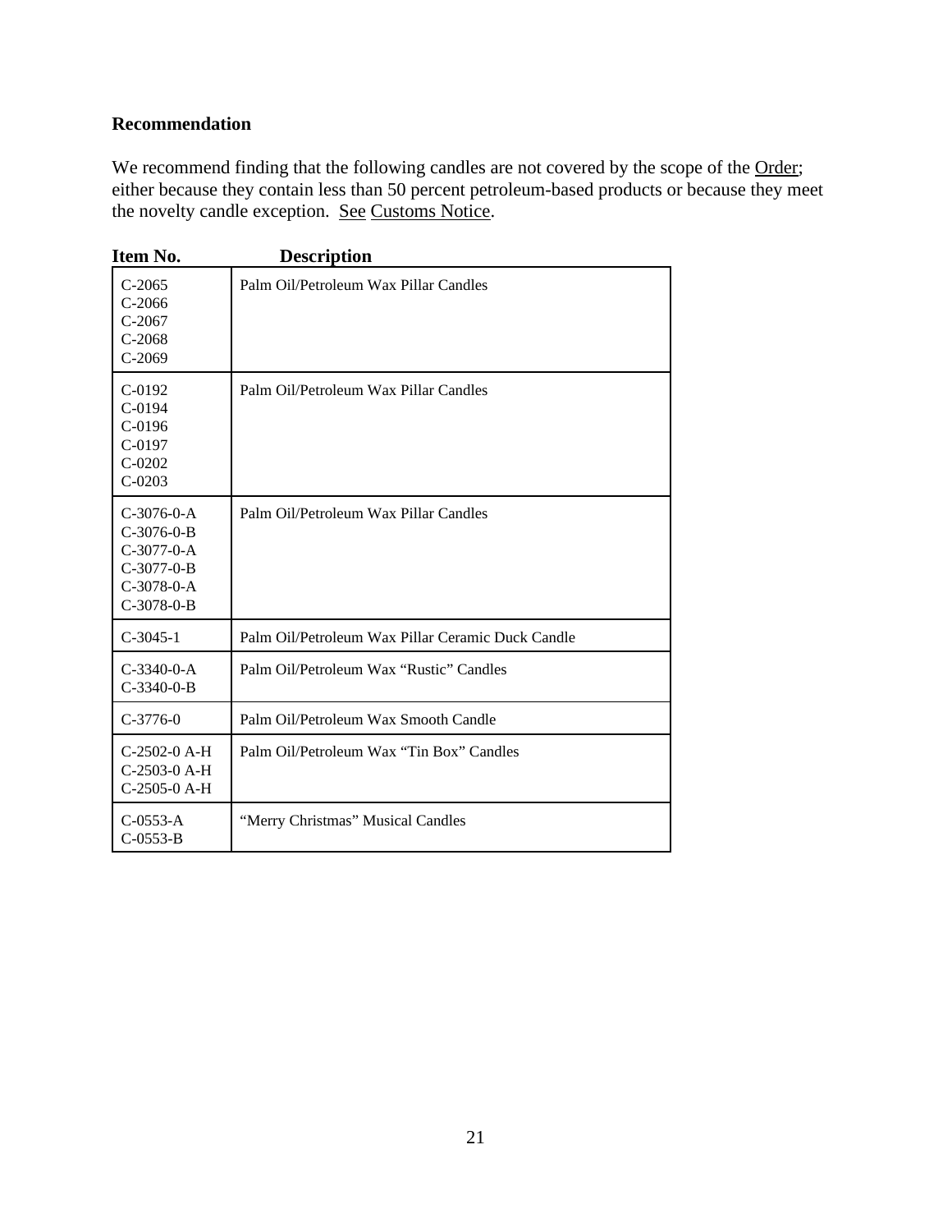**Recommendation**

We recommend finding that the following candles are not covered by the scope of the Order; either because they contain less than 50 percent petroleum-based products or because they meet the novelty candle exception. See Customs Notice.

| Item No. | Description |
|---|---|
| C-2065<br>C-2066<br>C-2067<br>C-2068<br>C-2069 | Palm Oil/Petroleum Wax Pillar Candles |
| C-0192<br>C-0194<br>C-0196<br>C-0197<br>C-0202<br>C-0203 | Palm Oil/Petroleum Wax Pillar Candles |
| C-3076-0-A<br>C-3076-0-B<br>C-3077-0-A<br>C-3077-0-B<br>C-3078-0-A<br>C-3078-0-B | Palm Oil/Petroleum Wax Pillar Candles |
| C-3045-1 | Palm Oil/Petroleum Wax Pillar Ceramic Duck Candle |
| C-3340-0-A<br>C-3340-0-B | Palm Oil/Petroleum Wax "Rustic" Candles |
| C-3776-0 | Palm Oil/Petroleum Wax Smooth Candle |
| C-2502-0 A-H<br>C-2503-0 A-H<br>C-2505-0 A-H | Palm Oil/Petroleum Wax "Tin Box" Candles |
| C-0553-A<br>C-0553-B | "Merry Christmas" Musical Candles |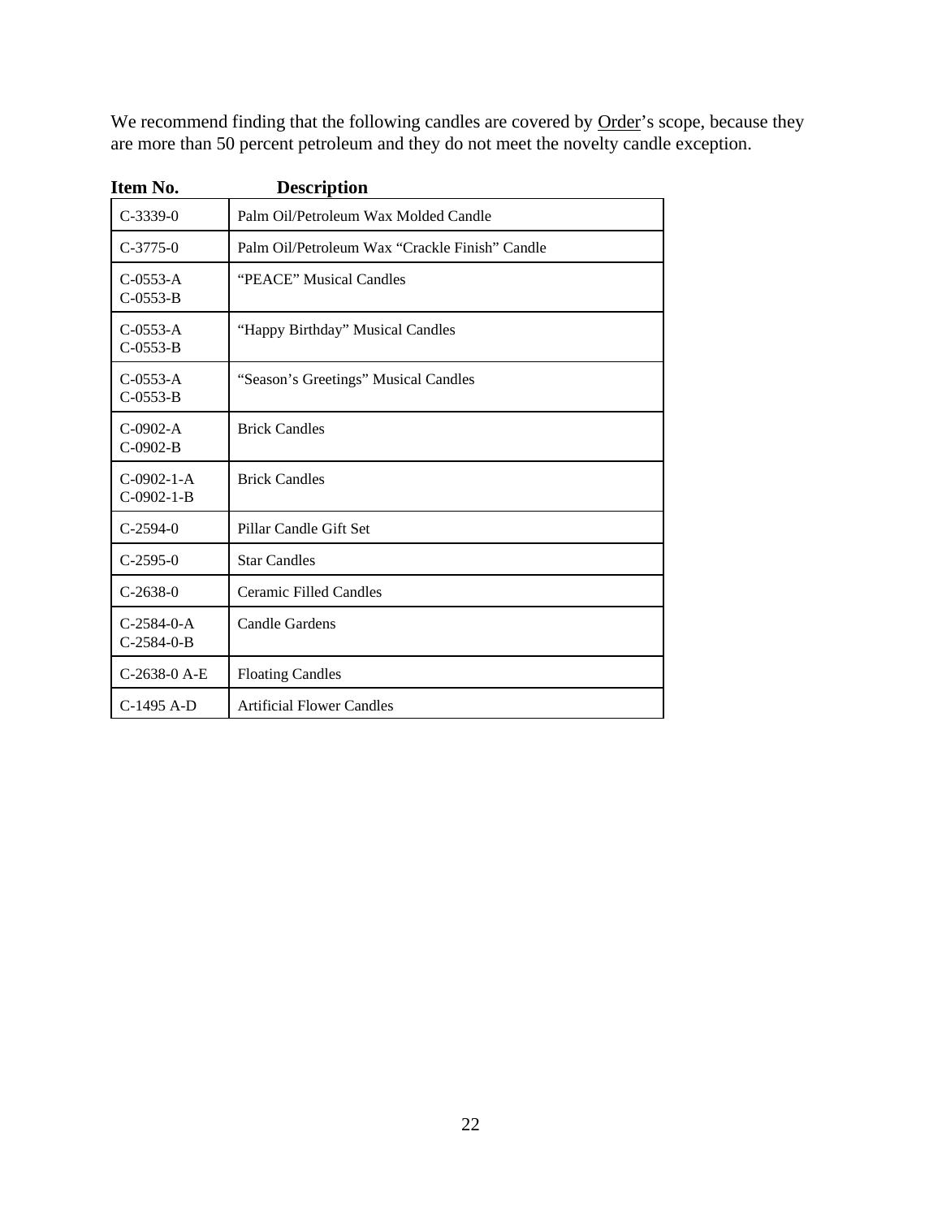We recommend finding that the following candles are covered by <u>Order</u>'s scope, because they are more than 50 percent petroleum and they do not meet the novelty candle exception.

| Item No. | Description |
|---|---|
| C-3339-0 | Palm Oil/Petroleum Wax Molded Candle |
| C-3775-0 | Palm Oil/Petroleum Wax "Crackle Finish" Candle |
| C-0553-A<br>C-0553-B | "PEACE" Musical Candles |
| C-0553-A<br>C-0553-B | "Happy Birthday" Musical Candles |
| C-0553-A<br>C-0553-B | "Season's Greetings" Musical Candles |
| C-0902-A<br>C-0902-B | Brick Candles |
| C-0902-1-A<br>C-0902-1-B | Brick Candles |
| C-2594-0 | Pillar Candle Gift Set |
| C-2595-0 | Star Candles |
| C-2638-0 | Ceramic Filled Candles |
| C-2584-0-A<br>C-2584-0-B | Candle Gardens |
| C-2638-0 A-E | Floating Candles |
| C-1495 A-D | Artificial Flower Candles |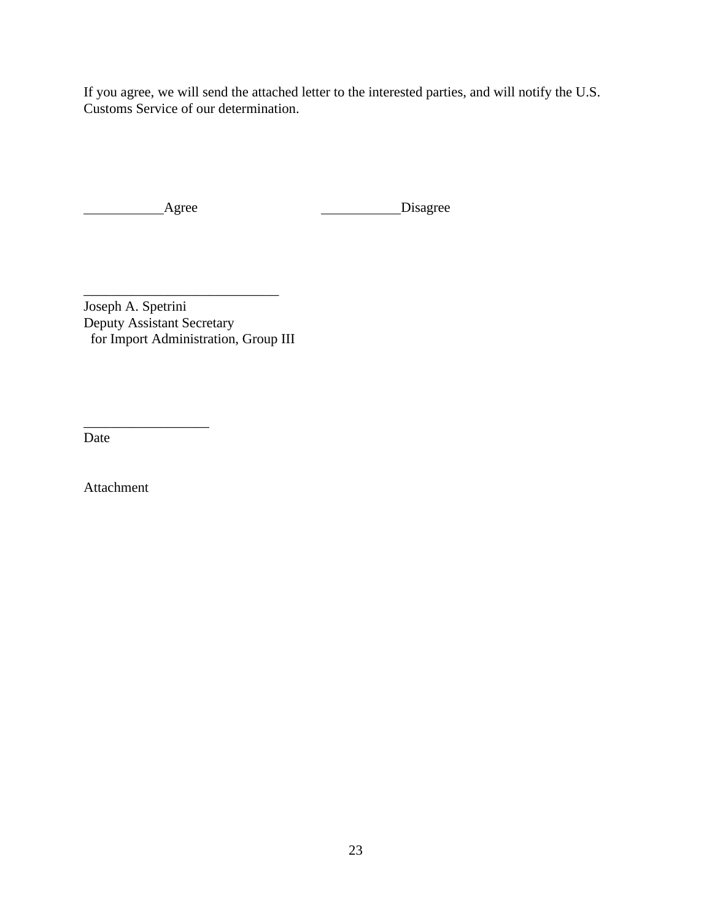If you agree, we will send the attached letter to the interested parties, and will notify the U.S. Customs Service of our determination.

____________Agree                    ____________Disagree

____________________________
Joseph A. Spetrini
Deputy Assistant Secretary
  for Import Administration, Group III

__________________
Date

Attachment